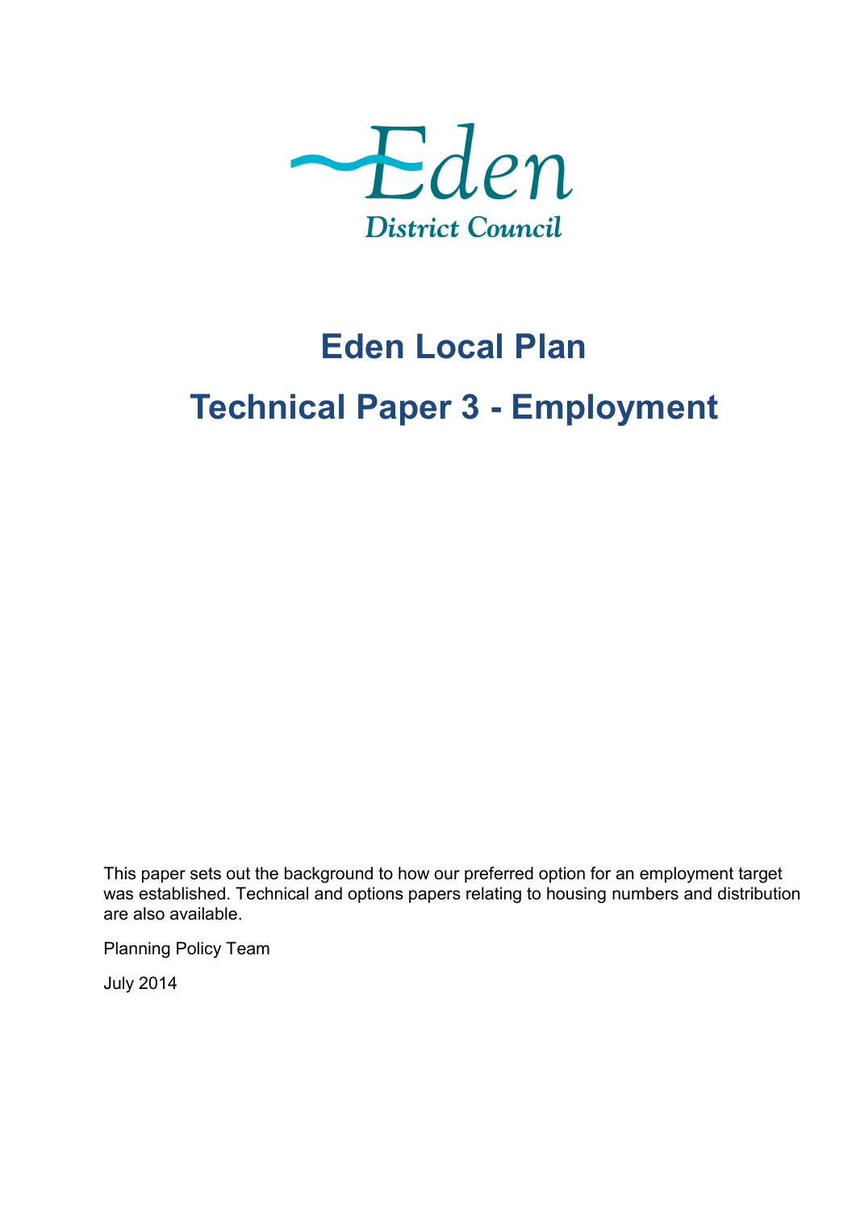Eden

District Council

# Eden Local Plan

# Technical Paper 3 - Employment

This paper sets out the background to how our preferred option for an employment target was established. Technical and options papers relating to housing numbers and distribution are also available.

Planning Policy Team

July 2014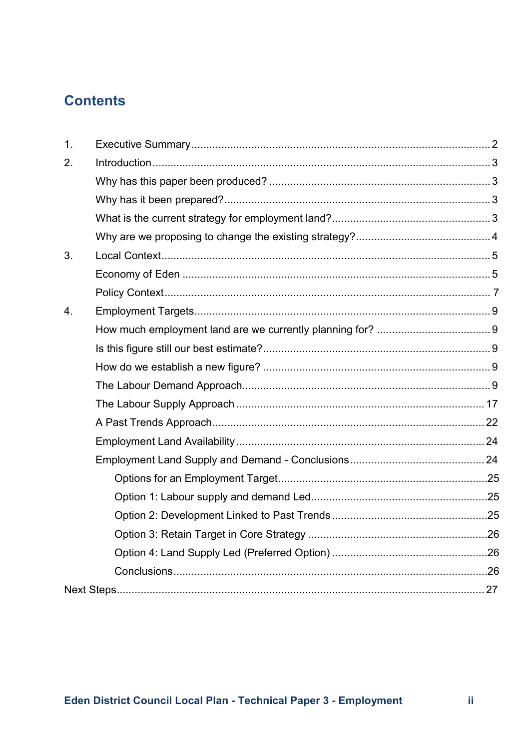# Contents

1. Executive Summary ........ 2
2. Introduction ........ 3
   - Why has this paper been produced? ........ 3
   - Why has it been prepared? ........ 3
   - What is the current strategy for employment land? ........ 3
   - Why are we proposing to change the existing strategy? ........ 4
3. Local Context ........ 5
   - Economy of Eden ........ 5
   - Policy Context ........ 7
4. Employment Targets ........ 9
   - How much employment land are we currently planning for? ........ 9
   - Is this figure still our best estimate? ........ 9
   - How do we establish a new figure? ........ 9
   - The Labour Demand Approach ........ 9
   - The Labour Supply Approach ........ 17
   - A Past Trends Approach ........ 22
   - Employment Land Availability ........ 24
   - Employment Land Supply and Demand - Conclusions ........ 24
     - Options for an Employment Target ........ 25
     - Option 1: Labour supply and demand Led ........ 25
     - Option 2: Development Linked to Past Trends ........ 25
     - Option 3: Retain Target in Core Strategy ........ 26
     - Option 4: Land Supply Led (Preferred Option) ........ 26
     - Conclusions ........ 26

Next Steps ........ 27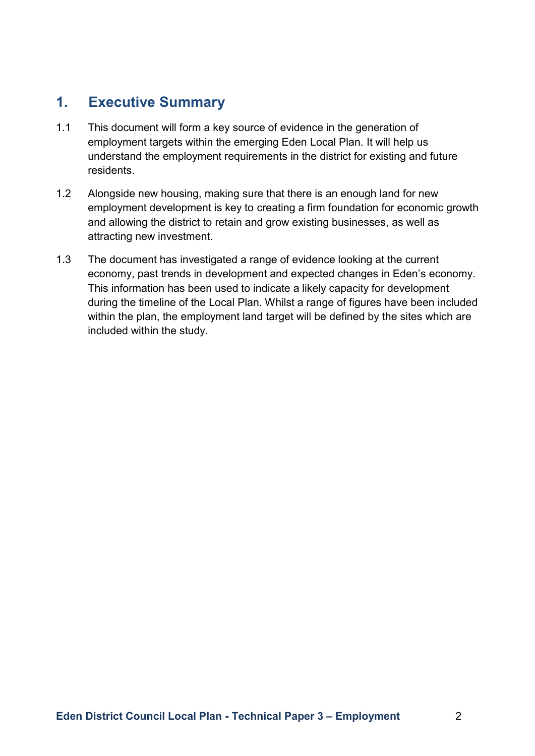## 1. Executive Summary

1.1 This document will form a key source of evidence in the generation of employment targets within the emerging Eden Local Plan. It will help us understand the employment requirements in the district for existing and future residents.

1.2 Alongside new housing, making sure that there is an enough land for new employment development is key to creating a firm foundation for economic growth and allowing the district to retain and grow existing businesses, as well as attracting new investment.

1.3 The document has investigated a range of evidence looking at the current economy, past trends in development and expected changes in Eden's economy. This information has been used to indicate a likely capacity for development during the timeline of the Local Plan. Whilst a range of figures have been included within the plan, the employment land target will be defined by the sites which are included within the study.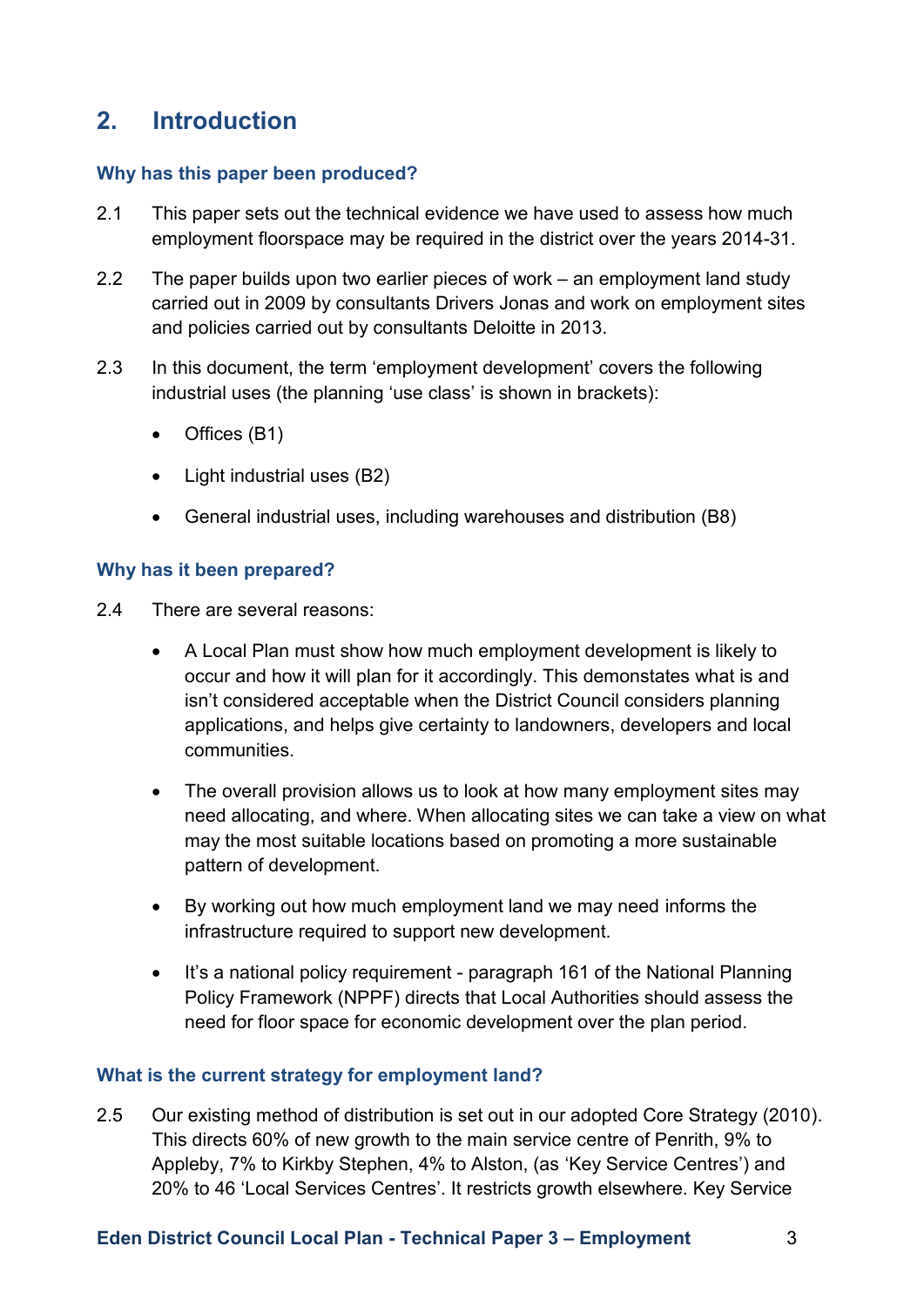## 2. Introduction

### Why has this paper been produced?

2.1 This paper sets out the technical evidence we have used to assess how much employment floorspace may be required in the district over the years 2014-31.

2.2 The paper builds upon two earlier pieces of work – an employment land study carried out in 2009 by consultants Drivers Jonas and work on employment sites and policies carried out by consultants Deloitte in 2013.

2.3 In this document, the term 'employment development' covers the following industrial uses (the planning 'use class' is shown in brackets):

- Offices (B1)
- Light industrial uses (B2)
- General industrial uses, including warehouses and distribution (B8)

### Why has it been prepared?

2.4 There are several reasons:

- A Local Plan must show how much employment development is likely to occur and how it will plan for it accordingly. This demonstates what is and isn't considered acceptable when the District Council considers planning applications, and helps give certainty to landowners, developers and local communities.
- The overall provision allows us to look at how many employment sites may need allocating, and where. When allocating sites we can take a view on what may the most suitable locations based on promoting a more sustainable pattern of development.
- By working out how much employment land we may need informs the infrastructure required to support new development.
- It's a national policy requirement - paragraph 161 of the National Planning Policy Framework (NPPF) directs that Local Authorities should assess the need for floor space for economic development over the plan period.

### What is the current strategy for employment land?

2.5 Our existing method of distribution is set out in our adopted Core Strategy (2010). This directs 60% of new growth to the main service centre of Penrith, 9% to Appleby, 7% to Kirkby Stephen, 4% to Alston, (as 'Key Service Centres') and 20% to 46 'Local Services Centres'. It restricts growth elsewhere. Key Service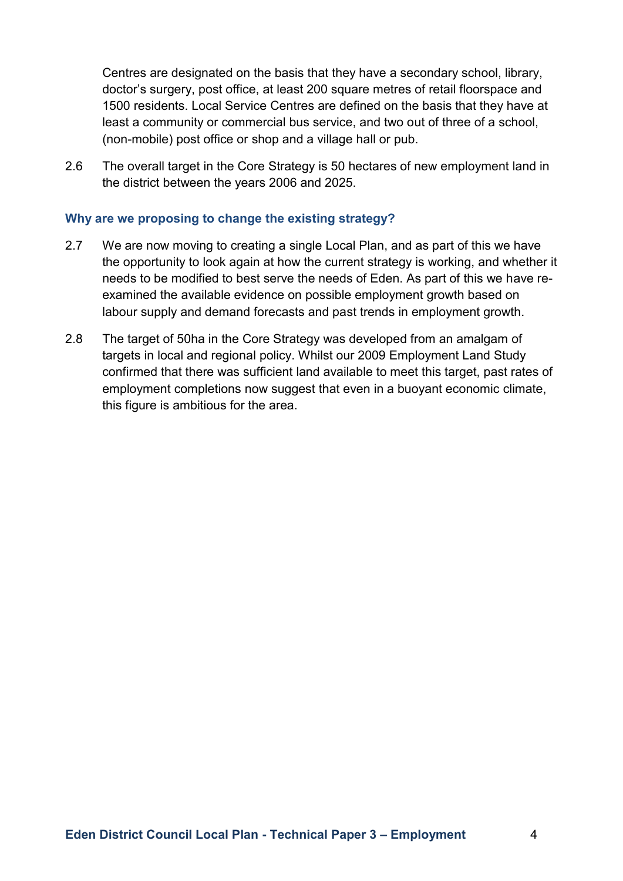Centres are designated on the basis that they have a secondary school, library, doctor's surgery, post office, at least 200 square metres of retail floorspace and 1500 residents. Local Service Centres are defined on the basis that they have at least a community or commercial bus service, and two out of three of a school, (non-mobile) post office or shop and a village hall or pub.

2.6 The overall target in the Core Strategy is 50 hectares of new employment land in the district between the years 2006 and 2025.

### Why are we proposing to change the existing strategy?

2.7 We are now moving to creating a single Local Plan, and as part of this we have the opportunity to look again at how the current strategy is working, and whether it needs to be modified to best serve the needs of Eden. As part of this we have re-examined the available evidence on possible employment growth based on labour supply and demand forecasts and past trends in employment growth.

2.8 The target of 50ha in the Core Strategy was developed from an amalgam of targets in local and regional policy. Whilst our 2009 Employment Land Study confirmed that there was sufficient land available to meet this target, past rates of employment completions now suggest that even in a buoyant economic climate, this figure is ambitious for the area.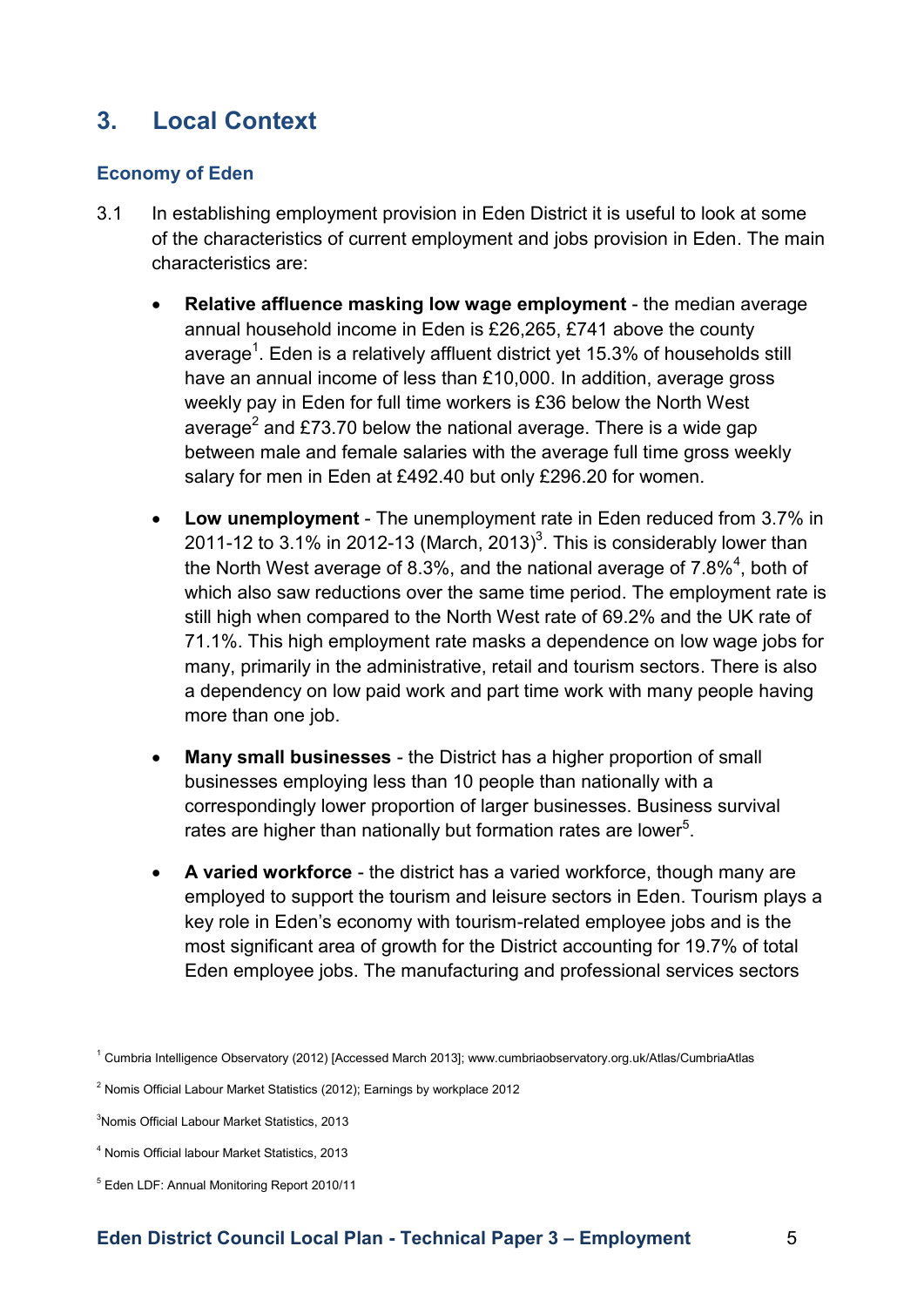## 3. Local Context

### Economy of Eden

3.1 In establishing employment provision in Eden District it is useful to look at some of the characteristics of current employment and jobs provision in Eden. The main characteristics are:

- **Relative affluence masking low wage employment** - the median average annual household income in Eden is £26,265, £741 above the county average[1]. Eden is a relatively affluent district yet 15.3% of households still have an annual income of less than £10,000. In addition, average gross weekly pay in Eden for full time workers is £36 below the North West average[2] and £73.70 below the national average. There is a wide gap between male and female salaries with the average full time gross weekly salary for men in Eden at £492.40 but only £296.20 for women.

- **Low unemployment** - The unemployment rate in Eden reduced from 3.7% in 2011-12 to 3.1% in 2012-13 (March, 2013)[3]. This is considerably lower than the North West average of 8.3%, and the national average of 7.8%[4], both of which also saw reductions over the same time period. The employment rate is still high when compared to the North West rate of 69.2% and the UK rate of 71.1%. This high employment rate masks a dependence on low wage jobs for many, primarily in the administrative, retail and tourism sectors. There is also a dependency on low paid work and part time work with many people having more than one job.

- **Many small businesses** - the District has a higher proportion of small businesses employing less than 10 people than nationally with a correspondingly lower proportion of larger businesses. Business survival rates are higher than nationally but formation rates are lower[5].

- **A varied workforce** - the district has a varied workforce, though many are employed to support the tourism and leisure sectors in Eden. Tourism plays a key role in Eden's economy with tourism-related employee jobs and is the most significant area of growth for the District accounting for 19.7% of total Eden employee jobs. The manufacturing and professional services sectors

[1] Cumbria Intelligence Observatory (2012) [Accessed March 2013]; www.cumbriaobservatory.org.uk/Atlas/CumbriaAtlas

[2] Nomis Official Labour Market Statistics (2012); Earnings by workplace 2012

[3] Nomis Official Labour Market Statistics, 2013

[4] Nomis Official labour Market Statistics, 2013

[5] Eden LDF: Annual Monitoring Report 2010/11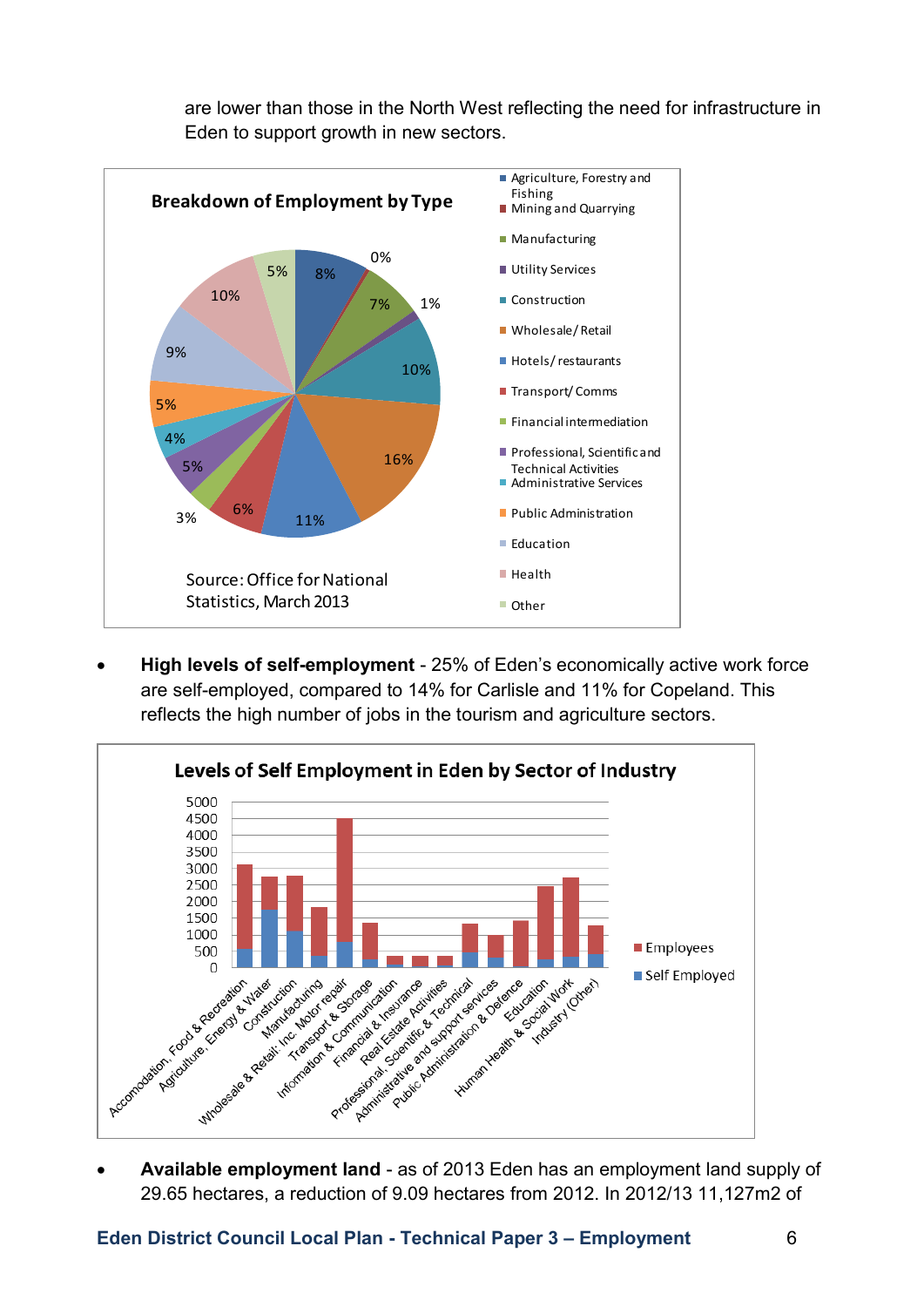are lower than those in the North West reflecting the need for infrastructure in Eden to support growth in new sectors.

**Breakdown of Employment by Type**

| Type | % |
|---|---|
| Agriculture, Forestry and Fishing | 8% |
| Mining and Quarrying | 0% |
| Manufacturing | 7% |
| Utility Services | 1% |
| Construction | 10% |
| Wholesale/ Retail | 16% |
| Hotels/ restaurants | 11% |
| Transport/ Comms | 6% |
| Financial intermediation | 3% |
| Professional, Scientific and Technical Activities | 5% |
| Administrative Services | 4% |
| Public Administration | 5% |
| Education | 9% |
| Health | 10% |
| Other | 5% |

Source: Office for National Statistics, March 2013

- **High levels of self-employment** - 25% of Eden's economically active work force are self-employed, compared to 14% for Carlisle and 11% for Copeland. This reflects the high number of jobs in the tourism and agriculture sectors.

**Levels of Self Employment in Eden by Sector of Industry**

(Stacked bar chart: Employees and Self Employed, by sector — Accomodation, Food & Recreation; Agriculture, Energy & Water; Construction; Manufacturing; Wholesale & Retail: Inc. Motor repair; Transport & Storage; Information & Communication; Financial & Insurance; Real Estate Activities; Professional, Scientific & Technical; Administrative and support services; Public Administration & Defence; Education; Human Health & Social Work; Industry (Other). Y-axis 0–5000.)

- **Available employment land** - as of 2013 Eden has an employment land supply of 29.65 hectares, a reduction of 9.09 hectares from 2012. In 2012/13 11,127m2 of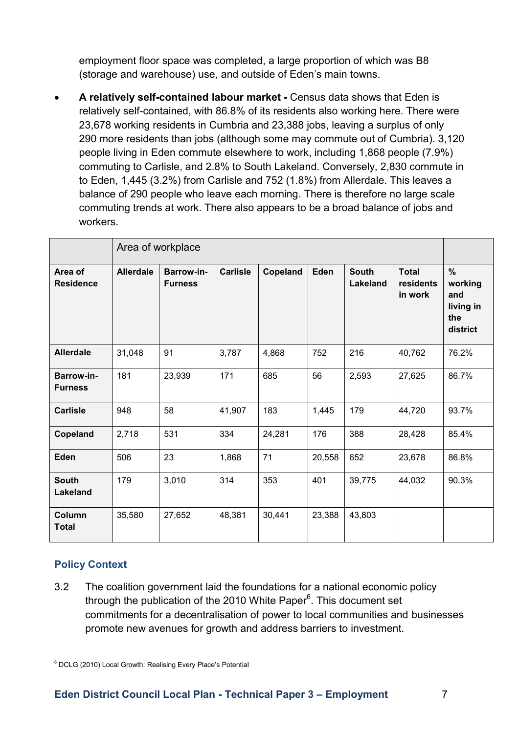employment floor space was completed, a large proportion of which was B8 (storage and warehouse) use, and outside of Eden's main towns.

- **A relatively self-contained labour market -** Census data shows that Eden is relatively self-contained, with 86.8% of its residents also working here. There were 23,678 working residents in Cumbria and 23,388 jobs, leaving a surplus of only 290 more residents than jobs (although some may commute out of Cumbria). 3,120 people living in Eden commute elsewhere to work, including 1,868 people (7.9%) commuting to Carlisle, and 2.8% to South Lakeland. Conversely, 2,830 commute in to Eden, 1,445 (3.2%) from Carlisle and 752 (1.8%) from Allerdale. This leaves a balance of 290 people who leave each morning. There is therefore no large scale commuting trends at work. There also appears to be a broad balance of jobs and workers.

| | Area of workplace | | | | | | | |
|---|---|---|---|---|---|---|---|---|
| **Area of Residence** | **Allerdale** | **Barrow-in-Furness** | **Carlisle** | **Copeland** | **Eden** | **South Lakeland** | **Total residents in work** | **% working and living in the district** |
| **Allerdale** | 31,048 | 91 | 3,787 | 4,868 | 752 | 216 | 40,762 | 76.2% |
| **Barrow-in-Furness** | 181 | 23,939 | 171 | 685 | 56 | 2,593 | 27,625 | 86.7% |
| **Carlisle** | 948 | 58 | 41,907 | 183 | 1,445 | 179 | 44,720 | 93.7% |
| **Copeland** | 2,718 | 531 | 334 | 24,281 | 176 | 388 | 28,428 | 85.4% |
| **Eden** | 506 | 23 | 1,868 | 71 | 20,558 | 652 | 23,678 | 86.8% |
| **South Lakeland** | 179 | 3,010 | 314 | 353 | 401 | 39,775 | 44,032 | 90.3% |
| **Column Total** | 35,580 | 27,652 | 48,381 | 30,441 | 23,388 | 43,803 | | |

### Policy Context

3.2 The coalition government laid the foundations for a national economic policy through the publication of the 2010 White Paper[6]. This document set commitments for a decentralisation of power to local communities and businesses promote new avenues for growth and address barriers to investment.

[6] DCLG (2010) Local Growth: Realising Every Place's Potential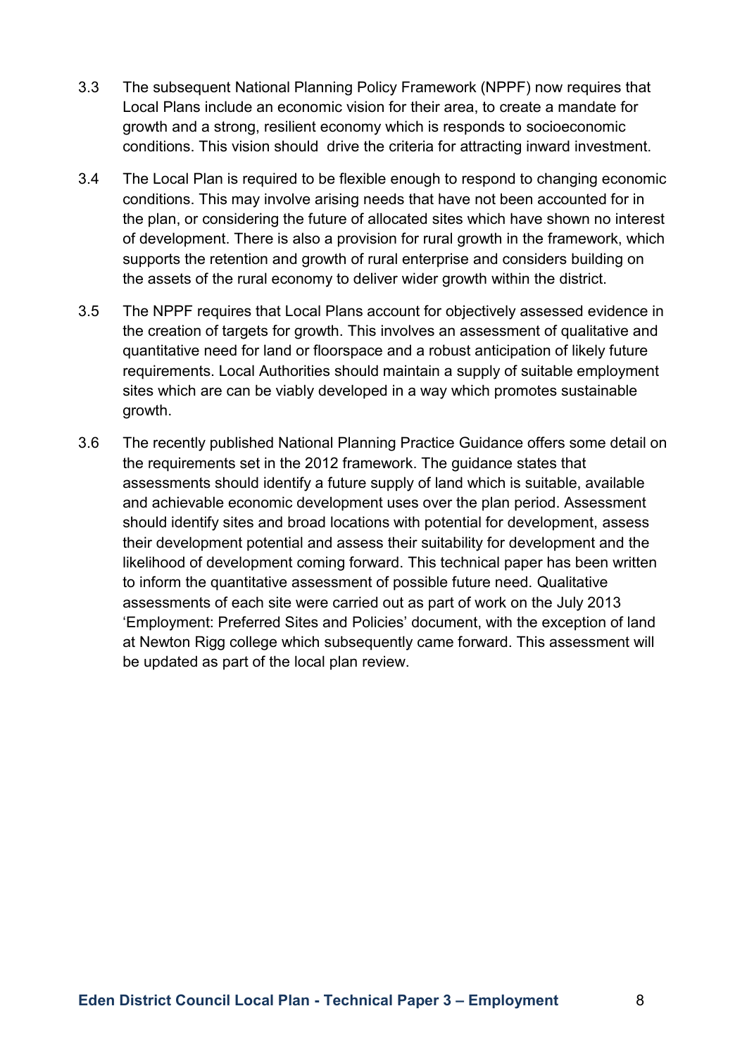3.3 The subsequent National Planning Policy Framework (NPPF) now requires that Local Plans include an economic vision for their area, to create a mandate for growth and a strong, resilient economy which is responds to socioeconomic conditions. This vision should drive the criteria for attracting inward investment.

3.4 The Local Plan is required to be flexible enough to respond to changing economic conditions. This may involve arising needs that have not been accounted for in the plan, or considering the future of allocated sites which have shown no interest of development. There is also a provision for rural growth in the framework, which supports the retention and growth of rural enterprise and considers building on the assets of the rural economy to deliver wider growth within the district.

3.5 The NPPF requires that Local Plans account for objectively assessed evidence in the creation of targets for growth. This involves an assessment of qualitative and quantitative need for land or floorspace and a robust anticipation of likely future requirements. Local Authorities should maintain a supply of suitable employment sites which are can be viably developed in a way which promotes sustainable growth.

3.6 The recently published National Planning Practice Guidance offers some detail on the requirements set in the 2012 framework. The guidance states that assessments should identify a future supply of land which is suitable, available and achievable economic development uses over the plan period. Assessment should identify sites and broad locations with potential for development, assess their development potential and assess their suitability for development and the likelihood of development coming forward. This technical paper has been written to inform the quantitative assessment of possible future need. Qualitative assessments of each site were carried out as part of work on the July 2013 'Employment: Preferred Sites and Policies' document, with the exception of land at Newton Rigg college which subsequently came forward. This assessment will be updated as part of the local plan review.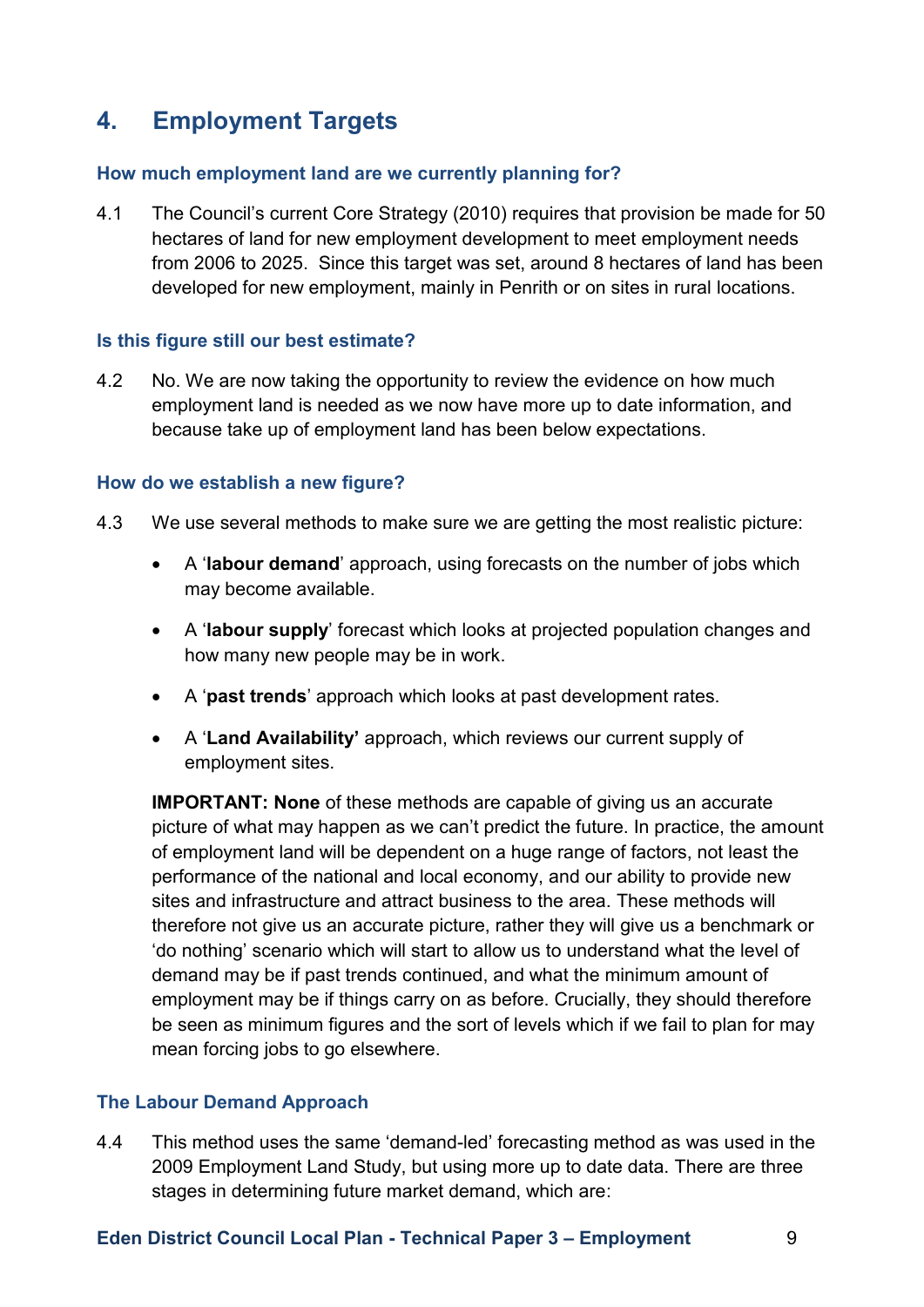# 4. Employment Targets

### How much employment land are we currently planning for?

4.1 The Council's current Core Strategy (2010) requires that provision be made for 50 hectares of land for new employment development to meet employment needs from 2006 to 2025. Since this target was set, around 8 hectares of land has been developed for new employment, mainly in Penrith or on sites in rural locations.

### Is this figure still our best estimate?

4.2 No. We are now taking the opportunity to review the evidence on how much employment land is needed as we now have more up to date information, and because take up of employment land has been below expectations.

### How do we establish a new figure?

4.3 We use several methods to make sure we are getting the most realistic picture:

- A '**labour demand**' approach, using forecasts on the number of jobs which may become available.
- A '**labour supply**' forecast which looks at projected population changes and how many new people may be in work.
- A '**past trends**' approach which looks at past development rates.
- A '**Land Availability'** approach, which reviews our current supply of employment sites.

**IMPORTANT: None** of these methods are capable of giving us an accurate picture of what may happen as we can't predict the future. In practice, the amount of employment land will be dependent on a huge range of factors, not least the performance of the national and local economy, and our ability to provide new sites and infrastructure and attract business to the area. These methods will therefore not give us an accurate picture, rather they will give us a benchmark or 'do nothing' scenario which will start to allow us to understand what the level of demand may be if past trends continued, and what the minimum amount of employment may be if things carry on as before. Crucially, they should therefore be seen as minimum figures and the sort of levels which if we fail to plan for may mean forcing jobs to go elsewhere.

### The Labour Demand Approach

4.4 This method uses the same 'demand-led' forecasting method as was used in the 2009 Employment Land Study, but using more up to date data. There are three stages in determining future market demand, which are: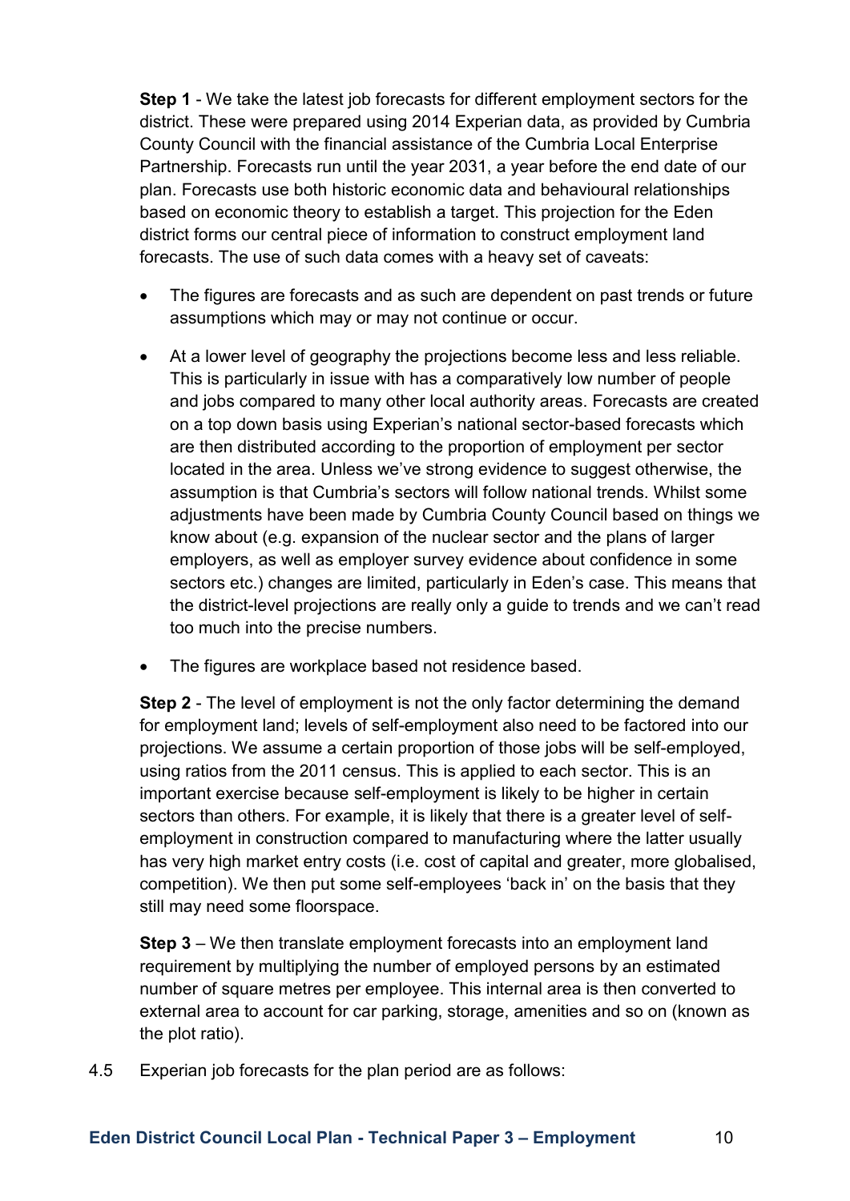**Step 1** - We take the latest job forecasts for different employment sectors for the district. These were prepared using 2014 Experian data, as provided by Cumbria County Council with the financial assistance of the Cumbria Local Enterprise Partnership. Forecasts run until the year 2031, a year before the end date of our plan. Forecasts use both historic economic data and behavioural relationships based on economic theory to establish a target. This projection for the Eden district forms our central piece of information to construct employment land forecasts. The use of such data comes with a heavy set of caveats:

- The figures are forecasts and as such are dependent on past trends or future assumptions which may or may not continue or occur.
- At a lower level of geography the projections become less and less reliable. This is particularly in issue with has a comparatively low number of people and jobs compared to many other local authority areas. Forecasts are created on a top down basis using Experian's national sector-based forecasts which are then distributed according to the proportion of employment per sector located in the area. Unless we've strong evidence to suggest otherwise, the assumption is that Cumbria's sectors will follow national trends. Whilst some adjustments have been made by Cumbria County Council based on things we know about (e.g. expansion of the nuclear sector and the plans of larger employers, as well as employer survey evidence about confidence in some sectors etc.) changes are limited, particularly in Eden's case. This means that the district-level projections are really only a guide to trends and we can't read too much into the precise numbers.
- The figures are workplace based not residence based.

**Step 2** - The level of employment is not the only factor determining the demand for employment land; levels of self-employment also need to be factored into our projections. We assume a certain proportion of those jobs will be self-employed, using ratios from the 2011 census. This is applied to each sector. This is an important exercise because self-employment is likely to be higher in certain sectors than others. For example, it is likely that there is a greater level of self-employment in construction compared to manufacturing where the latter usually has very high market entry costs (i.e. cost of capital and greater, more globalised, competition). We then put some self-employees 'back in' on the basis that they still may need some floorspace.

**Step 3** – We then translate employment forecasts into an employment land requirement by multiplying the number of employed persons by an estimated number of square metres per employee. This internal area is then converted to external area to account for car parking, storage, amenities and so on (known as the plot ratio).

4.5 Experian job forecasts for the plan period are as follows: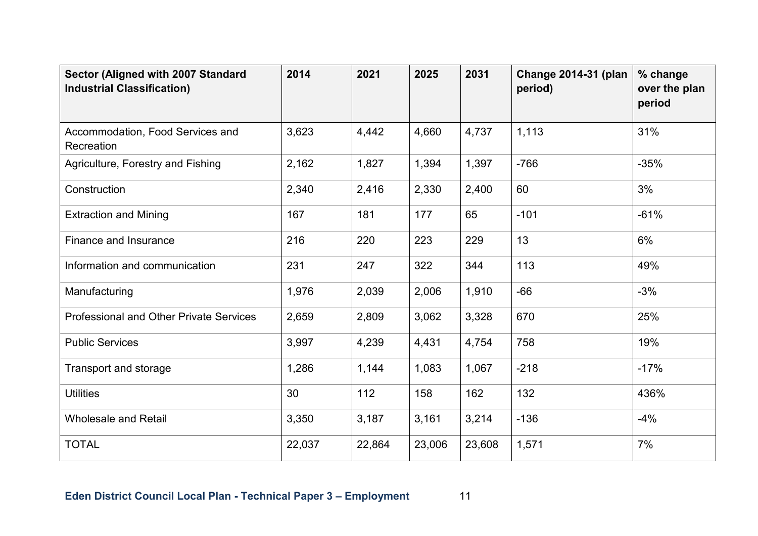| Sector (Aligned with 2007 Standard Industrial Classification) | 2014 | 2021 | 2025 | 2031 | Change 2014-31 (plan period) | % change over the plan period |
|---|---|---|---|---|---|---|
| Accommodation, Food Services and Recreation | 3,623 | 4,442 | 4,660 | 4,737 | 1,113 | 31% |
| Agriculture, Forestry and Fishing | 2,162 | 1,827 | 1,394 | 1,397 | -766 | -35% |
| Construction | 2,340 | 2,416 | 2,330 | 2,400 | 60 | 3% |
| Extraction and Mining | 167 | 181 | 177 | 65 | -101 | -61% |
| Finance and Insurance | 216 | 220 | 223 | 229 | 13 | 6% |
| Information and communication | 231 | 247 | 322 | 344 | 113 | 49% |
| Manufacturing | 1,976 | 2,039 | 2,006 | 1,910 | -66 | -3% |
| Professional and Other Private Services | 2,659 | 2,809 | 3,062 | 3,328 | 670 | 25% |
| Public Services | 3,997 | 4,239 | 4,431 | 4,754 | 758 | 19% |
| Transport and storage | 1,286 | 1,144 | 1,083 | 1,067 | -218 | -17% |
| Utilities | 30 | 112 | 158 | 162 | 132 | 436% |
| Wholesale and Retail | 3,350 | 3,187 | 3,161 | 3,214 | -136 | -4% |
| TOTAL | 22,037 | 22,864 | 23,006 | 23,608 | 1,571 | 7% |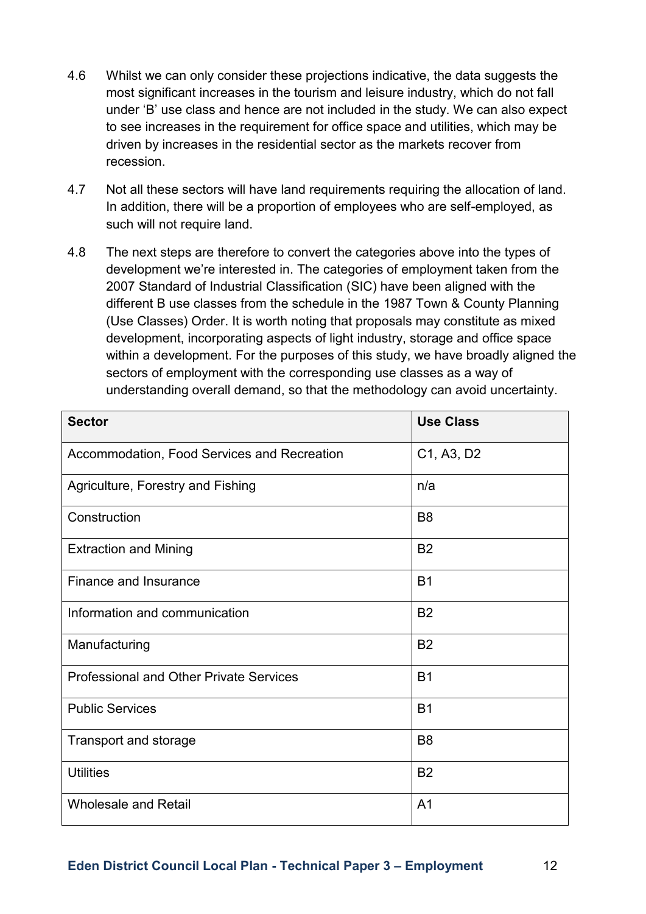4.6 Whilst we can only consider these projections indicative, the data suggests the most significant increases in the tourism and leisure industry, which do not fall under 'B' use class and hence are not included in the study. We can also expect to see increases in the requirement for office space and utilities, which may be driven by increases in the residential sector as the markets recover from recession.

4.7 Not all these sectors will have land requirements requiring the allocation of land. In addition, there will be a proportion of employees who are self-employed, as such will not require land.

4.8 The next steps are therefore to convert the categories above into the types of development we're interested in. The categories of employment taken from the 2007 Standard of Industrial Classification (SIC) have been aligned with the different B use classes from the schedule in the 1987 Town & County Planning (Use Classes) Order. It is worth noting that proposals may constitute as mixed development, incorporating aspects of light industry, storage and office space within a development. For the purposes of this study, we have broadly aligned the sectors of employment with the corresponding use classes as a way of understanding overall demand, so that the methodology can avoid uncertainty.

| Sector | Use Class |
|---|---|
| Accommodation, Food Services and Recreation | C1, A3, D2 |
| Agriculture, Forestry and Fishing | n/a |
| Construction | B8 |
| Extraction and Mining | B2 |
| Finance and Insurance | B1 |
| Information and communication | B2 |
| Manufacturing | B2 |
| Professional and Other Private Services | B1 |
| Public Services | B1 |
| Transport and storage | B8 |
| Utilities | B2 |
| Wholesale and Retail | A1 |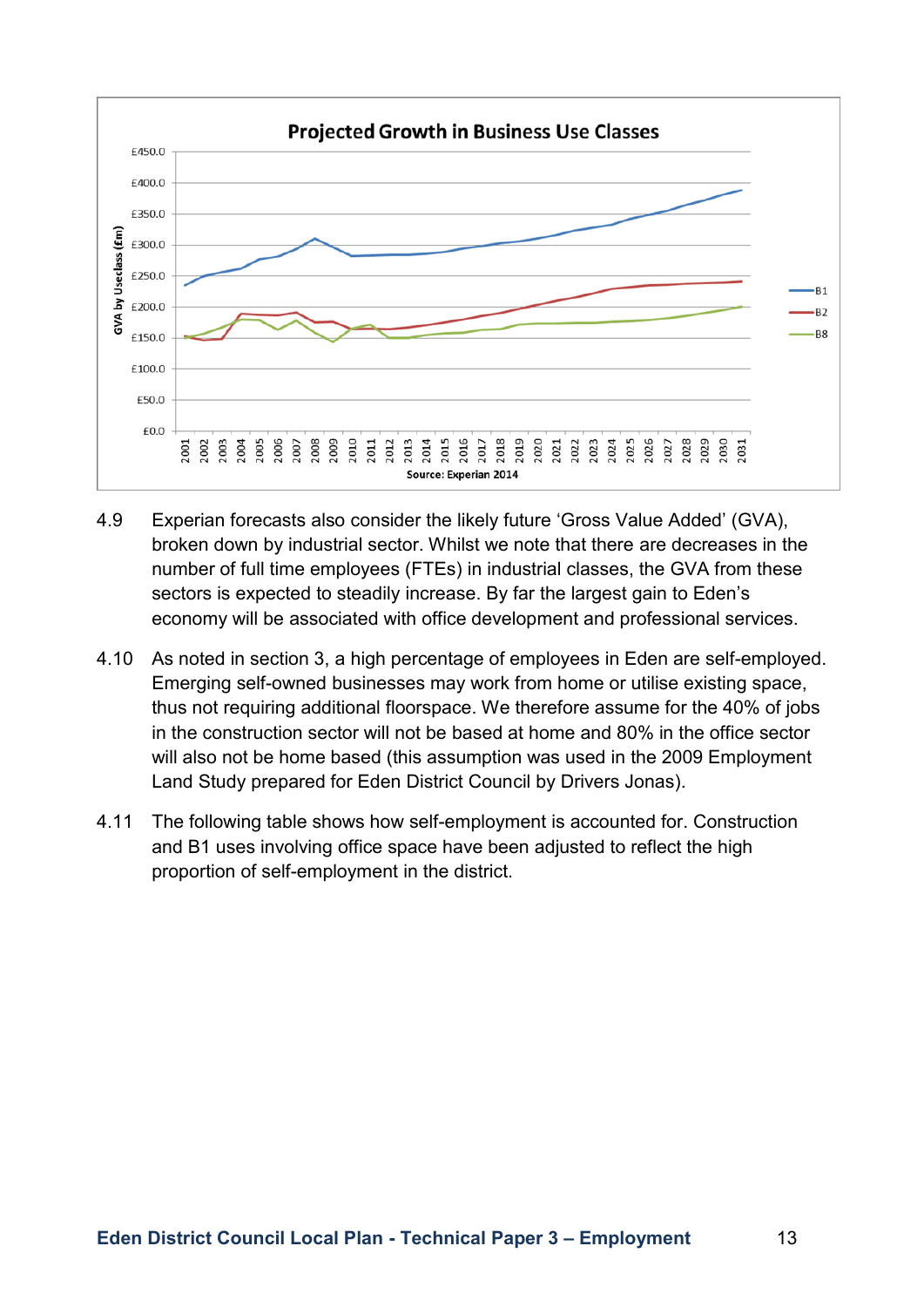**Projected Growth in Business Use Classes**

Source: Experian 2014

4.9 Experian forecasts also consider the likely future 'Gross Value Added' (GVA), broken down by industrial sector. Whilst we note that there are decreases in the number of full time employees (FTEs) in industrial classes, the GVA from these sectors is expected to steadily increase. By far the largest gain to Eden's economy will be associated with office development and professional services.

4.10 As noted in section 3, a high percentage of employees in Eden are self-employed. Emerging self-owned businesses may work from home or utilise existing space, thus not requiring additional floorspace. We therefore assume for the 40% of jobs in the construction sector will not be based at home and 80% in the office sector will also not be home based (this assumption was used in the 2009 Employment Land Study prepared for Eden District Council by Drivers Jonas).

4.11 The following table shows how self-employment is accounted for. Construction and B1 uses involving office space have been adjusted to reflect the high proportion of self-employment in the district.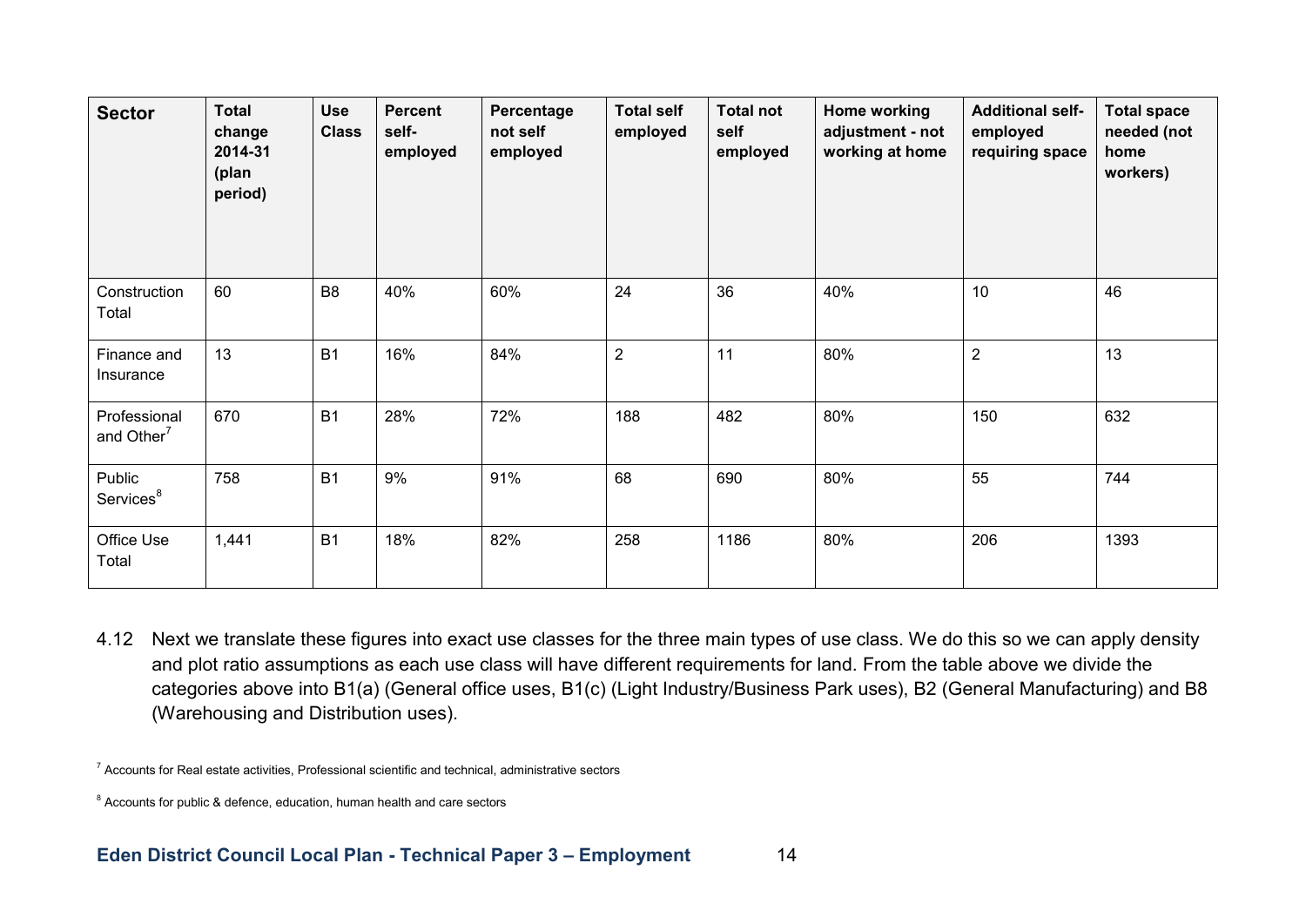| Sector | Total change 2014-31 (plan period) | Use Class | Percent self-employed | Percentage not self employed | Total self employed | Total not self employed | Home working adjustment - not working at home | Additional self-employed requiring space | Total space needed (not home workers) |
|---|---|---|---|---|---|---|---|---|---|
| Construction Total | 60 | B8 | 40% | 60% | 24 | 36 | 40% | 10 | 46 |
| Finance and Insurance | 13 | B1 | 16% | 84% | 2 | 11 | 80% | 2 | 13 |
| Professional and Other[7] | 670 | B1 | 28% | 72% | 188 | 482 | 80% | 150 | 632 |
| Public Services[8] | 758 | B1 | 9% | 91% | 68 | 690 | 80% | 55 | 744 |
| Office Use Total | 1,441 | B1 | 18% | 82% | 258 | 1186 | 80% | 206 | 1393 |

4.12 Next we translate these figures into exact use classes for the three main types of use class. We do this so we can apply density and plot ratio assumptions as each use class will have different requirements for land. From the table above we divide the categories above into B1(a) (General office uses, B1(c) (Light Industry/Business Park uses), B2 (General Manufacturing) and B8 (Warehousing and Distribution uses).

[7] Accounts for Real estate activities, Professional scientific and technical, administrative sectors

[8] Accounts for public & defence, education, human health and care sectors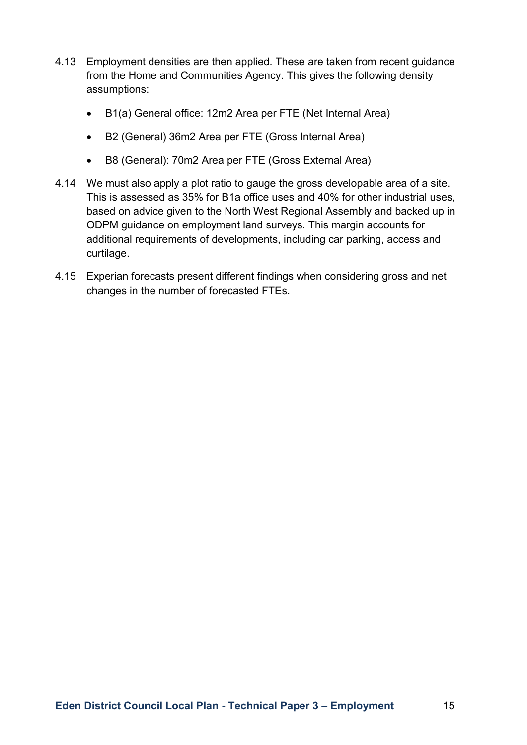4.13 Employment densities are then applied. These are taken from recent guidance from the Home and Communities Agency. This gives the following density assumptions:

- B1(a) General office: 12m2 Area per FTE (Net Internal Area)
- B2 (General) 36m2 Area per FTE (Gross Internal Area)
- B8 (General): 70m2 Area per FTE (Gross External Area)

4.14 We must also apply a plot ratio to gauge the gross developable area of a site. This is assessed as 35% for B1a office uses and 40% for other industrial uses, based on advice given to the North West Regional Assembly and backed up in ODPM guidance on employment land surveys. This margin accounts for additional requirements of developments, including car parking, access and curtilage.

4.15 Experian forecasts present different findings when considering gross and net changes in the number of forecasted FTEs.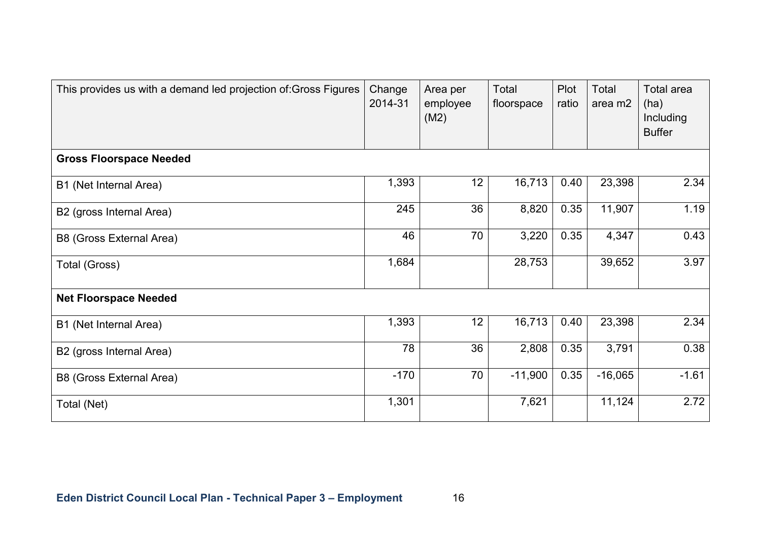| This provides us with a demand led projection of:Gross Figures | Change 2014-31 | Area per employee (M2) | Total floorspace | Plot ratio | Total area m2 | Total area (ha) Including Buffer |
|---|---|---|---|---|---|---|
| **Gross Floorspace Needed** | | | | | | |
| B1 (Net Internal Area) | 1,393 | 12 | 16,713 | 0.40 | 23,398 | 2.34 |
| B2 (gross Internal Area) | 245 | 36 | 8,820 | 0.35 | 11,907 | 1.19 |
| B8 (Gross External Area) | 46 | 70 | 3,220 | 0.35 | 4,347 | 0.43 |
| Total (Gross) | 1,684 | | 28,753 | | 39,652 | 3.97 |
| **Net Floorspace Needed** | | | | | | |
| B1 (Net Internal Area) | 1,393 | 12 | 16,713 | 0.40 | 23,398 | 2.34 |
| B2 (gross Internal Area) | 78 | 36 | 2,808 | 0.35 | 3,791 | 0.38 |
| B8 (Gross External Area) | -170 | 70 | -11,900 | 0.35 | -16,065 | -1.61 |
| Total (Net) | 1,301 | | 7,621 | | 11,124 | 2.72 |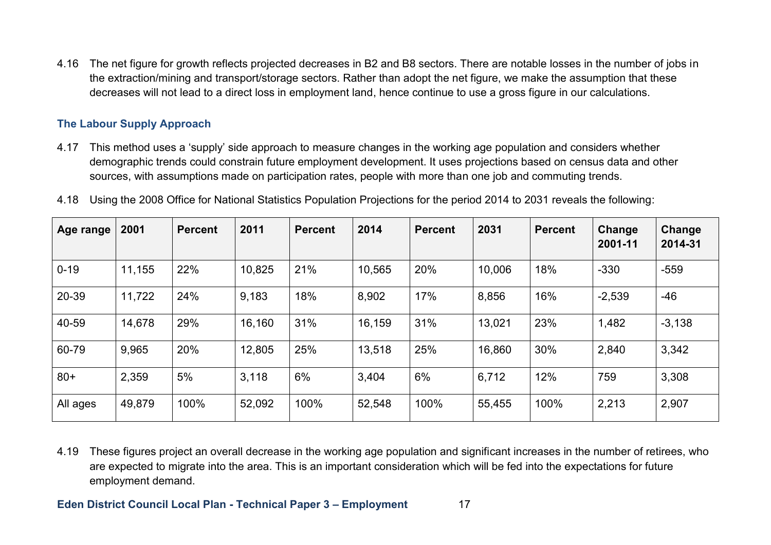4.16 The net figure for growth reflects projected decreases in B2 and B8 sectors. There are notable losses in the number of jobs in the extraction/mining and transport/storage sectors. Rather than adopt the net figure, we make the assumption that these decreases will not lead to a direct loss in employment land, hence continue to use a gross figure in our calculations.

### The Labour Supply Approach

4.17 This method uses a 'supply' side approach to measure changes in the working age population and considers whether demographic trends could constrain future employment development. It uses projections based on census data and other sources, with assumptions made on participation rates, people with more than one job and commuting trends.

4.18 Using the 2008 Office for National Statistics Population Projections for the period 2014 to 2031 reveals the following:

| Age range | 2001 | Percent | 2011 | Percent | 2014 | Percent | 2031 | Percent | Change 2001-11 | Change 2014-31 |
|---|---|---|---|---|---|---|---|---|---|---|
| 0-19 | 11,155 | 22% | 10,825 | 21% | 10,565 | 20% | 10,006 | 18% | -330 | -559 |
| 20-39 | 11,722 | 24% | 9,183 | 18% | 8,902 | 17% | 8,856 | 16% | -2,539 | -46 |
| 40-59 | 14,678 | 29% | 16,160 | 31% | 16,159 | 31% | 13,021 | 23% | 1,482 | -3,138 |
| 60-79 | 9,965 | 20% | 12,805 | 25% | 13,518 | 25% | 16,860 | 30% | 2,840 | 3,342 |
| 80+ | 2,359 | 5% | 3,118 | 6% | 3,404 | 6% | 6,712 | 12% | 759 | 3,308 |
| All ages | 49,879 | 100% | 52,092 | 100% | 52,548 | 100% | 55,455 | 100% | 2,213 | 2,907 |

4.19 These figures project an overall decrease in the working age population and significant increases in the number of retirees, who are expected to migrate into the area. This is an important consideration which will be fed into the expectations for future employment demand.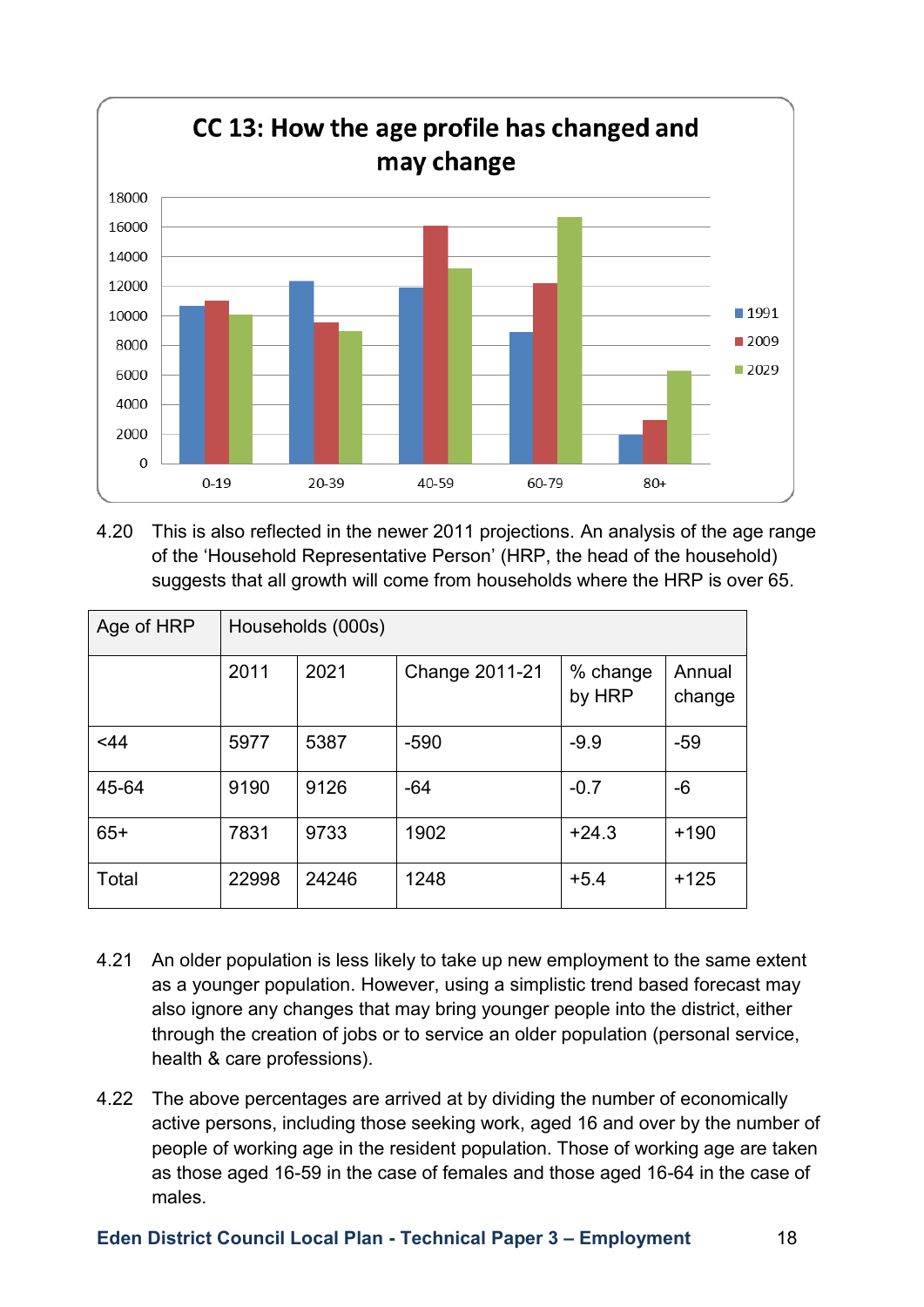## CC 13: How the age profile has changed and may change

4.20 This is also reflected in the newer 2011 projections. An analysis of the age range of the 'Household Representative Person' (HRP, the head of the household) suggests that all growth will come from households where the HRP is over 65.

| Age of HRP | Households (000s) | | | | |
|---|---|---|---|---|---|
| | 2011 | 2021 | Change 2011-21 | % change by HRP | Annual change |
| <44 | 5977 | 5387 | -590 | -9.9 | -59 |
| 45-64 | 9190 | 9126 | -64 | -0.7 | -6 |
| 65+ | 7831 | 9733 | 1902 | +24.3 | +190 |
| Total | 22998 | 24246 | 1248 | +5.4 | +125 |

4.21 An older population is less likely to take up new employment to the same extent as a younger population. However, using a simplistic trend based forecast may also ignore any changes that may bring younger people into the district, either through the creation of jobs or to service an older population (personal service, health & care professions).

4.22 The above percentages are arrived at by dividing the number of economically active persons, including those seeking work, aged 16 and over by the number of people of working age in the resident population. Those of working age are taken as those aged 16-59 in the case of females and those aged 16-64 in the case of males.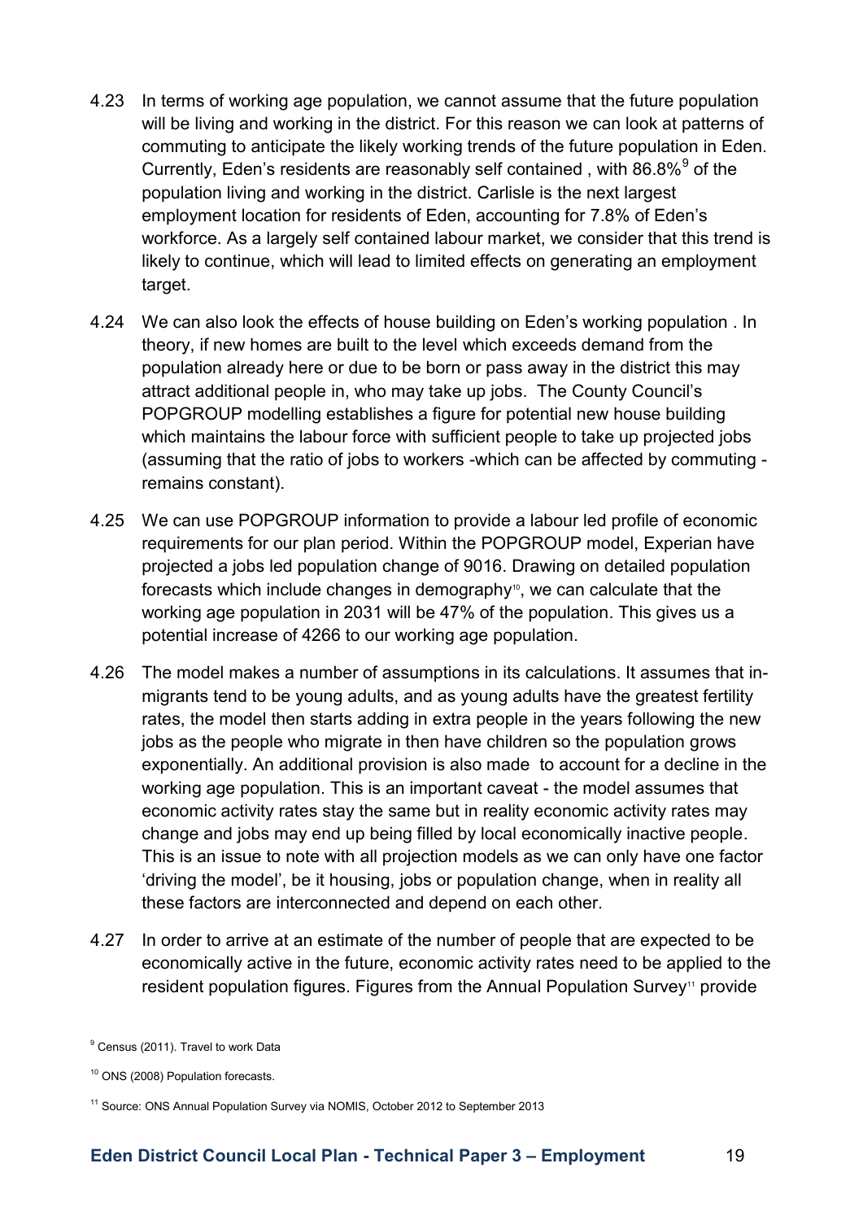4.23 In terms of working age population, we cannot assume that the future population will be living and working in the district. For this reason we can look at patterns of commuting to anticipate the likely working trends of the future population in Eden. Currently, Eden's residents are reasonably self contained , with 86.8%[9] of the population living and working in the district. Carlisle is the next largest employment location for residents of Eden, accounting for 7.8% of Eden's workforce. As a largely self contained labour market, we consider that this trend is likely to continue, which will lead to limited effects on generating an employment target.

4.24 We can also look the effects of house building on Eden's working population . In theory, if new homes are built to the level which exceeds demand from the population already here or due to be born or pass away in the district this may attract additional people in, who may take up jobs. The County Council's POPGROUP modelling establishes a figure for potential new house building which maintains the labour force with sufficient people to take up projected jobs (assuming that the ratio of jobs to workers -which can be affected by commuting - remains constant).

4.25 We can use POPGROUP information to provide a labour led profile of economic requirements for our plan period. Within the POPGROUP model, Experian have projected a jobs led population change of 9016. Drawing on detailed population forecasts which include changes in demography[10], we can calculate that the working age population in 2031 will be 47% of the population. This gives us a potential increase of 4266 to our working age population.

4.26 The model makes a number of assumptions in its calculations. It assumes that in-migrants tend to be young adults, and as young adults have the greatest fertility rates, the model then starts adding in extra people in the years following the new jobs as the people who migrate in then have children so the population grows exponentially. An additional provision is also made to account for a decline in the working age population. This is an important caveat - the model assumes that economic activity rates stay the same but in reality economic activity rates may change and jobs may end up being filled by local economically inactive people. This is an issue to note with all projection models as we can only have one factor 'driving the model', be it housing, jobs or population change, when in reality all these factors are interconnected and depend on each other.

4.27 In order to arrive at an estimate of the number of people that are expected to be economically active in the future, economic activity rates need to be applied to the resident population figures. Figures from the Annual Population Survey[11] provide

[9] Census (2011). Travel to work Data

[10] ONS (2008) Population forecasts.

[11] Source: ONS Annual Population Survey via NOMIS, October 2012 to September 2013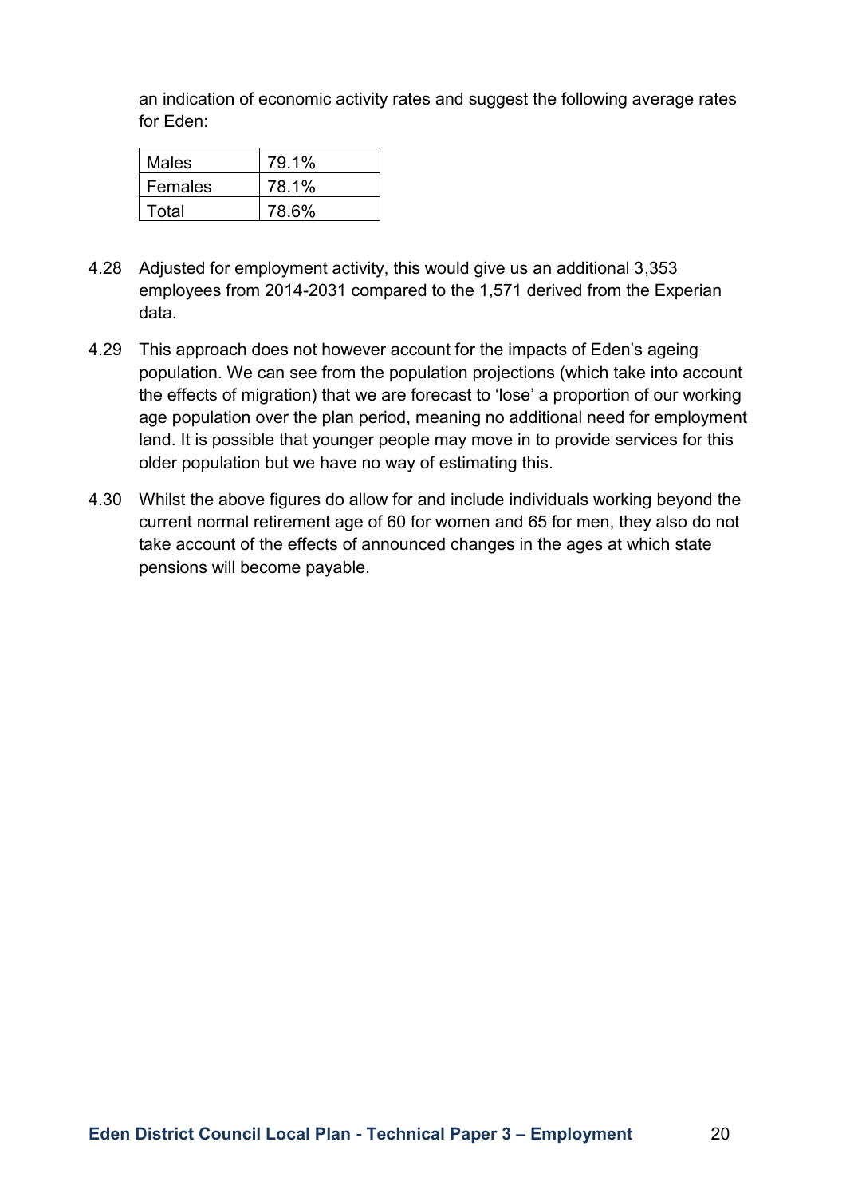an indication of economic activity rates and suggest the following average rates for Eden:

| Males | 79.1% |
|---|---|
| Females | 78.1% |
| Total | 78.6% |

4.28 Adjusted for employment activity, this would give us an additional 3,353 employees from 2014-2031 compared to the 1,571 derived from the Experian data.

4.29 This approach does not however account for the impacts of Eden's ageing population. We can see from the population projections (which take into account the effects of migration) that we are forecast to 'lose' a proportion of our working age population over the plan period, meaning no additional need for employment land. It is possible that younger people may move in to provide services for this older population but we have no way of estimating this.

4.30 Whilst the above figures do allow for and include individuals working beyond the current normal retirement age of 60 for women and 65 for men, they also do not take account of the effects of announced changes in the ages at which state pensions will become payable.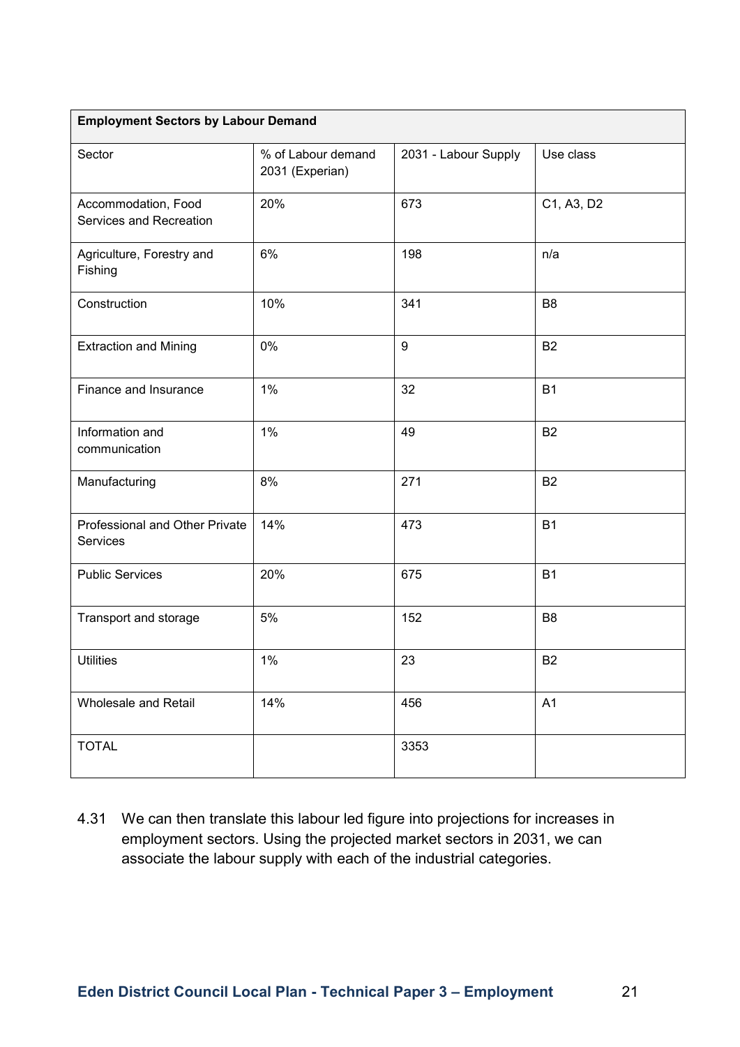| Employment Sectors by Labour Demand | | | |
|---|---|---|---|
| Sector | % of Labour demand 2031 (Experian) | 2031 - Labour Supply | Use class |
| Accommodation, Food Services and Recreation | 20% | 673 | C1, A3, D2 |
| Agriculture, Forestry and Fishing | 6% | 198 | n/a |
| Construction | 10% | 341 | B8 |
| Extraction and Mining | 0% | 9 | B2 |
| Finance and Insurance | 1% | 32 | B1 |
| Information and communication | 1% | 49 | B2 |
| Manufacturing | 8% | 271 | B2 |
| Professional and Other Private Services | 14% | 473 | B1 |
| Public Services | 20% | 675 | B1 |
| Transport and storage | 5% | 152 | B8 |
| Utilities | 1% | 23 | B2 |
| Wholesale and Retail | 14% | 456 | A1 |
| TOTAL | | 3353 | |

4.31 We can then translate this labour led figure into projections for increases in employment sectors. Using the projected market sectors in 2031, we can associate the labour supply with each of the industrial categories.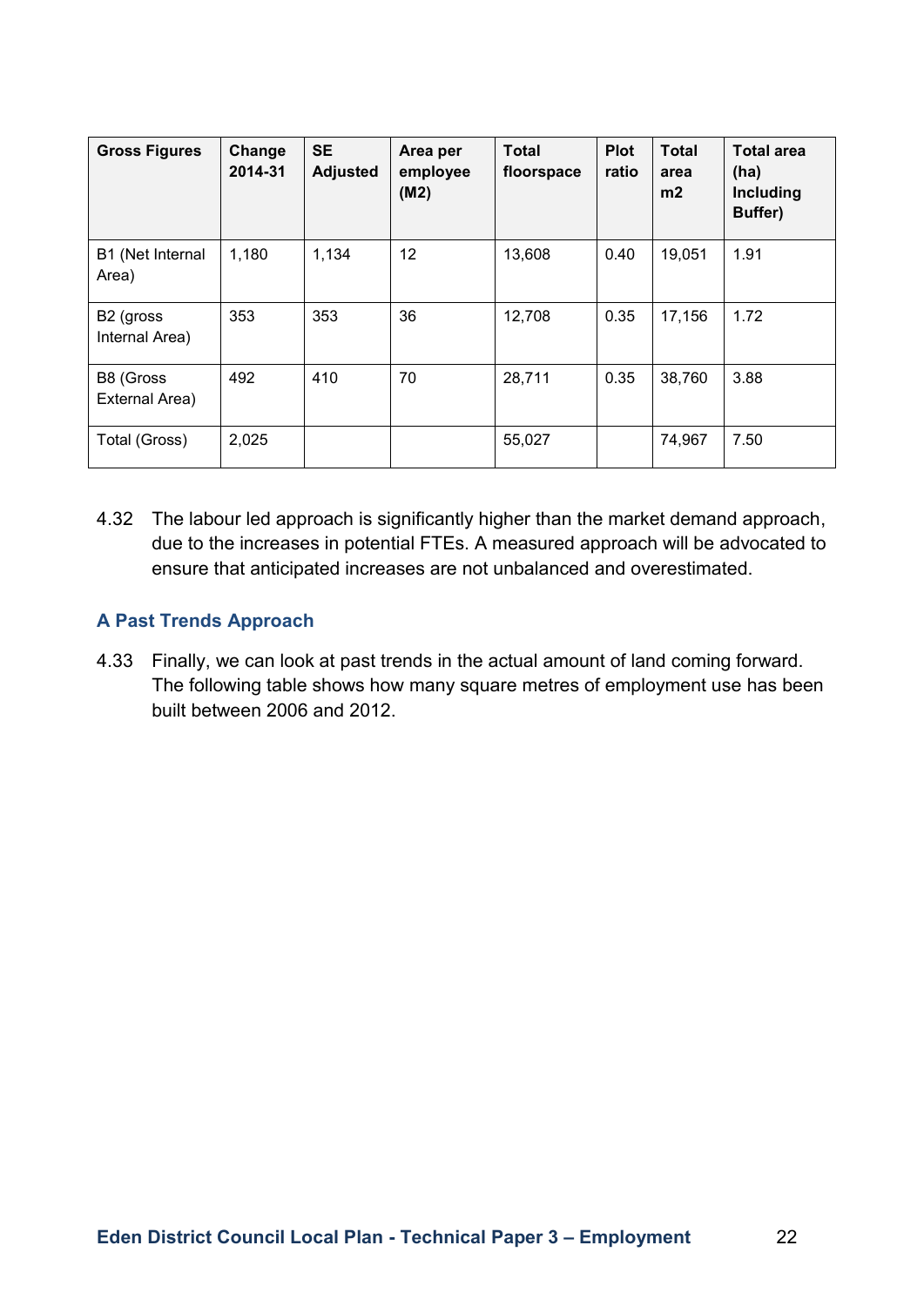| Gross Figures | Change 2014-31 | SE Adjusted | Area per employee (M2) | Total floorspace | Plot ratio | Total area m2 | Total area (ha) Including Buffer) |
|---|---|---|---|---|---|---|---|
| B1 (Net Internal Area) | 1,180 | 1,134 | 12 | 13,608 | 0.40 | 19,051 | 1.91 |
| B2 (gross Internal Area) | 353 | 353 | 36 | 12,708 | 0.35 | 17,156 | 1.72 |
| B8 (Gross External Area) | 492 | 410 | 70 | 28,711 | 0.35 | 38,760 | 3.88 |
| Total (Gross) | 2,025 | | | 55,027 | | 74,967 | 7.50 |

4.32 The labour led approach is significantly higher than the market demand approach, due to the increases in potential FTEs. A measured approach will be advocated to ensure that anticipated increases are not unbalanced and overestimated.

### A Past Trends Approach

4.33 Finally, we can look at past trends in the actual amount of land coming forward. The following table shows how many square metres of employment use has been built between 2006 and 2012.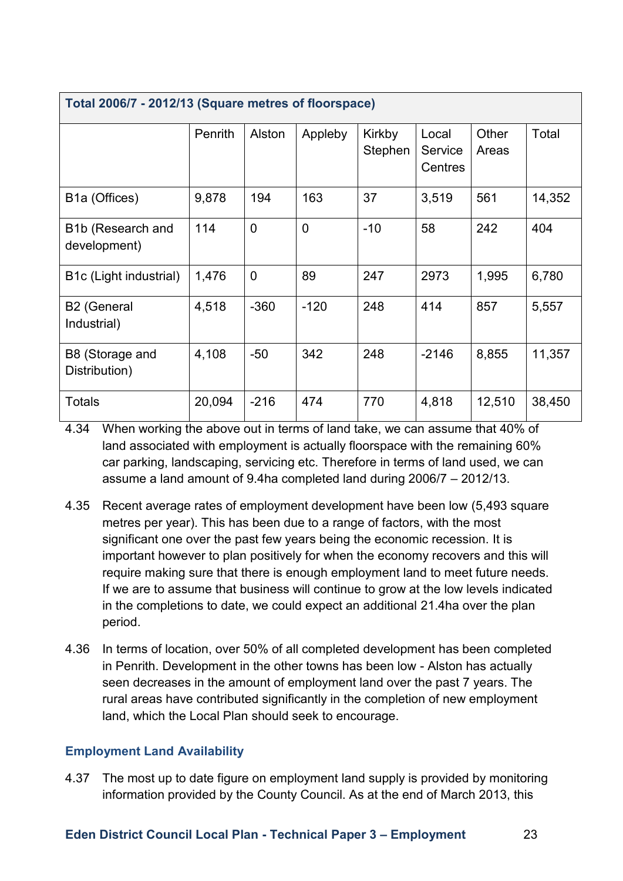| Total 2006/7 - 2012/13 (Square metres of floorspace) | | | | | | | |
|---|---|---|---|---|---|---|---|
| | Penrith | Alston | Appleby | Kirkby Stephen | Local Service Centres | Other Areas | Total |
| B1a (Offices) | 9,878 | 194 | 163 | 37 | 3,519 | 561 | 14,352 |
| B1b (Research and development) | 114 | 0 | 0 | -10 | 58 | 242 | 404 |
| B1c (Light industrial) | 1,476 | 0 | 89 | 247 | 2973 | 1,995 | 6,780 |
| B2 (General Industrial) | 4,518 | -360 | -120 | 248 | 414 | 857 | 5,557 |
| B8 (Storage and Distribution) | 4,108 | -50 | 342 | 248 | -2146 | 8,855 | 11,357 |
| Totals | 20,094 | -216 | 474 | 770 | 4,818 | 12,510 | 38,450 |

4.34 When working the above out in terms of land take, we can assume that 40% of land associated with employment is actually floorspace with the remaining 60% car parking, landscaping, servicing etc. Therefore in terms of land used, we can assume a land amount of 9.4ha completed land during 2006/7 – 2012/13.

4.35 Recent average rates of employment development have been low (5,493 square metres per year). This has been due to a range of factors, with the most significant one over the past few years being the economic recession. It is important however to plan positively for when the economy recovers and this will require making sure that there is enough employment land to meet future needs. If we are to assume that business will continue to grow at the low levels indicated in the completions to date, we could expect an additional 21.4ha over the plan period.

4.36 In terms of location, over 50% of all completed development has been completed in Penrith. Development in the other towns has been low - Alston has actually seen decreases in the amount of employment land over the past 7 years. The rural areas have contributed significantly in the completion of new employment land, which the Local Plan should seek to encourage.

### Employment Land Availability

4.37 The most up to date figure on employment land supply is provided by monitoring information provided by the County Council. As at the end of March 2013, this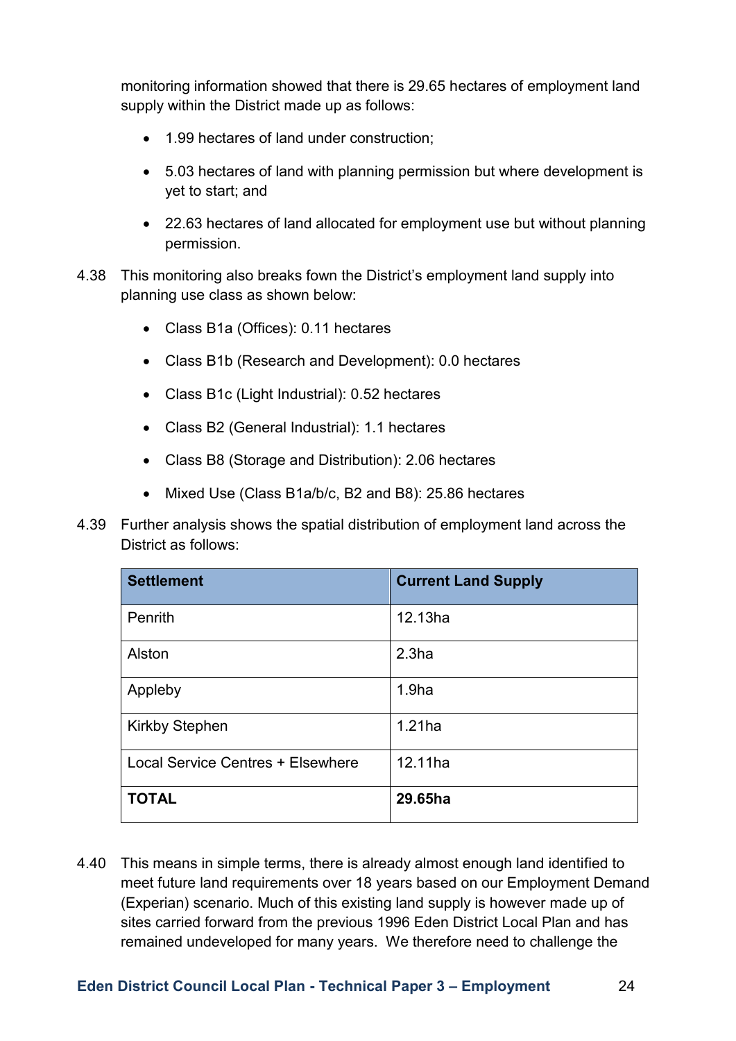monitoring information showed that there is 29.65 hectares of employment land supply within the District made up as follows:

- 1.99 hectares of land under construction;
- 5.03 hectares of land with planning permission but where development is yet to start; and
- 22.63 hectares of land allocated for employment use but without planning permission.

4.38 This monitoring also breaks fown the District's employment land supply into planning use class as shown below:

- Class B1a (Offices): 0.11 hectares
- Class B1b (Research and Development): 0.0 hectares
- Class B1c (Light Industrial): 0.52 hectares
- Class B2 (General Industrial): 1.1 hectares
- Class B8 (Storage and Distribution): 2.06 hectares
- Mixed Use (Class B1a/b/c, B2 and B8): 25.86 hectares

4.39 Further analysis shows the spatial distribution of employment land across the District as follows:

| Settlement | Current Land Supply |
|---|---|
| Penrith | 12.13ha |
| Alston | 2.3ha |
| Appleby | 1.9ha |
| Kirkby Stephen | 1.21ha |
| Local Service Centres + Elsewhere | 12.11ha |
| **TOTAL** | **29.65ha** |

4.40 This means in simple terms, there is already almost enough land identified to meet future land requirements over 18 years based on our Employment Demand (Experian) scenario. Much of this existing land supply is however made up of sites carried forward from the previous 1996 Eden District Local Plan and has remained undeveloped for many years. We therefore need to challenge the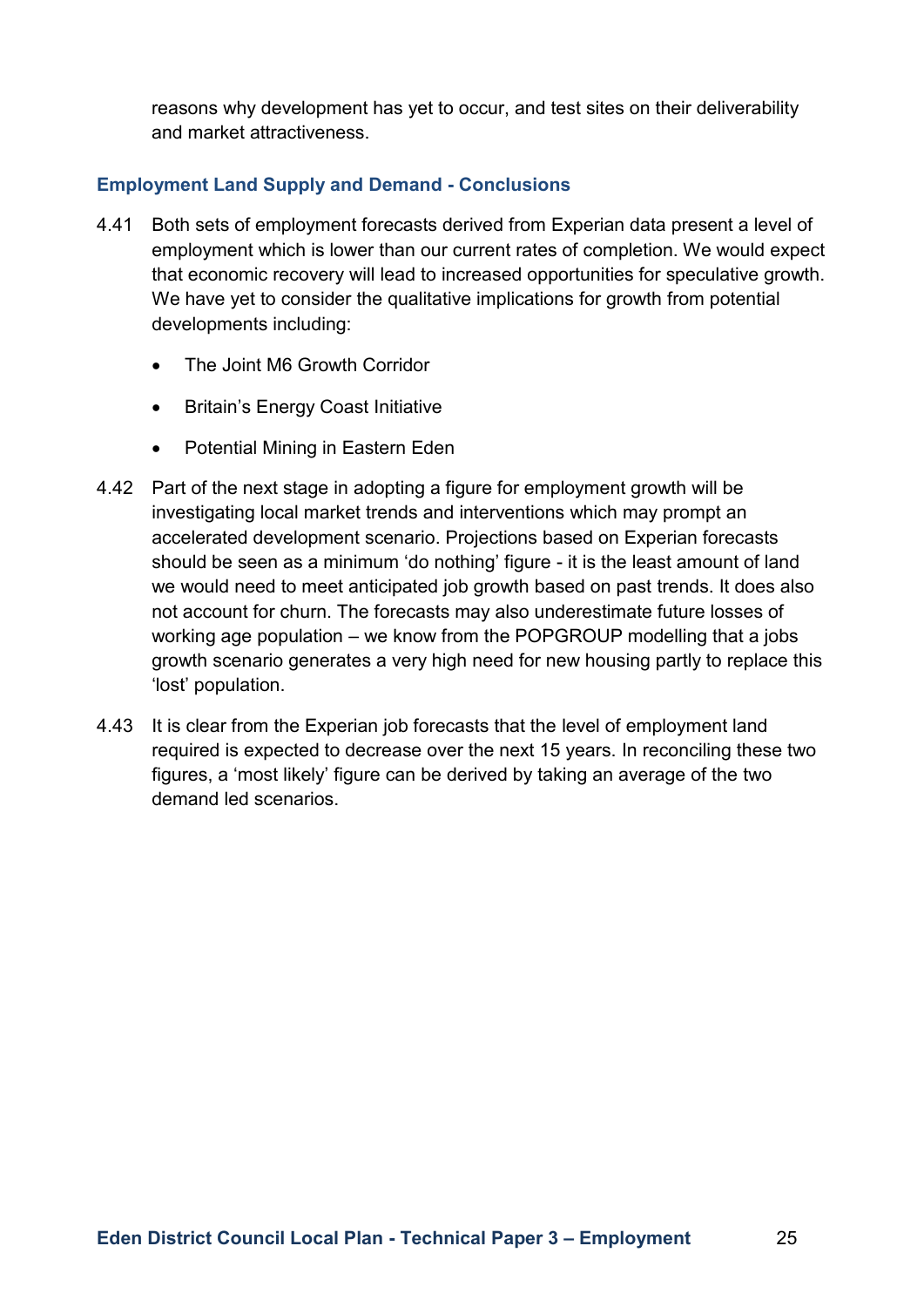reasons why development has yet to occur, and test sites on their deliverability and market attractiveness.

### Employment Land Supply and Demand - Conclusions

4.41 Both sets of employment forecasts derived from Experian data present a level of employment which is lower than our current rates of completion. We would expect that economic recovery will lead to increased opportunities for speculative growth. We have yet to consider the qualitative implications for growth from potential developments including:

- The Joint M6 Growth Corridor
- Britain's Energy Coast Initiative
- Potential Mining in Eastern Eden

4.42 Part of the next stage in adopting a figure for employment growth will be investigating local market trends and interventions which may prompt an accelerated development scenario. Projections based on Experian forecasts should be seen as a minimum 'do nothing' figure - it is the least amount of land we would need to meet anticipated job growth based on past trends. It does also not account for churn. The forecasts may also underestimate future losses of working age population – we know from the POPGROUP modelling that a jobs growth scenario generates a very high need for new housing partly to replace this 'lost' population.

4.43 It is clear from the Experian job forecasts that the level of employment land required is expected to decrease over the next 15 years. In reconciling these two figures, a 'most likely' figure can be derived by taking an average of the two demand led scenarios.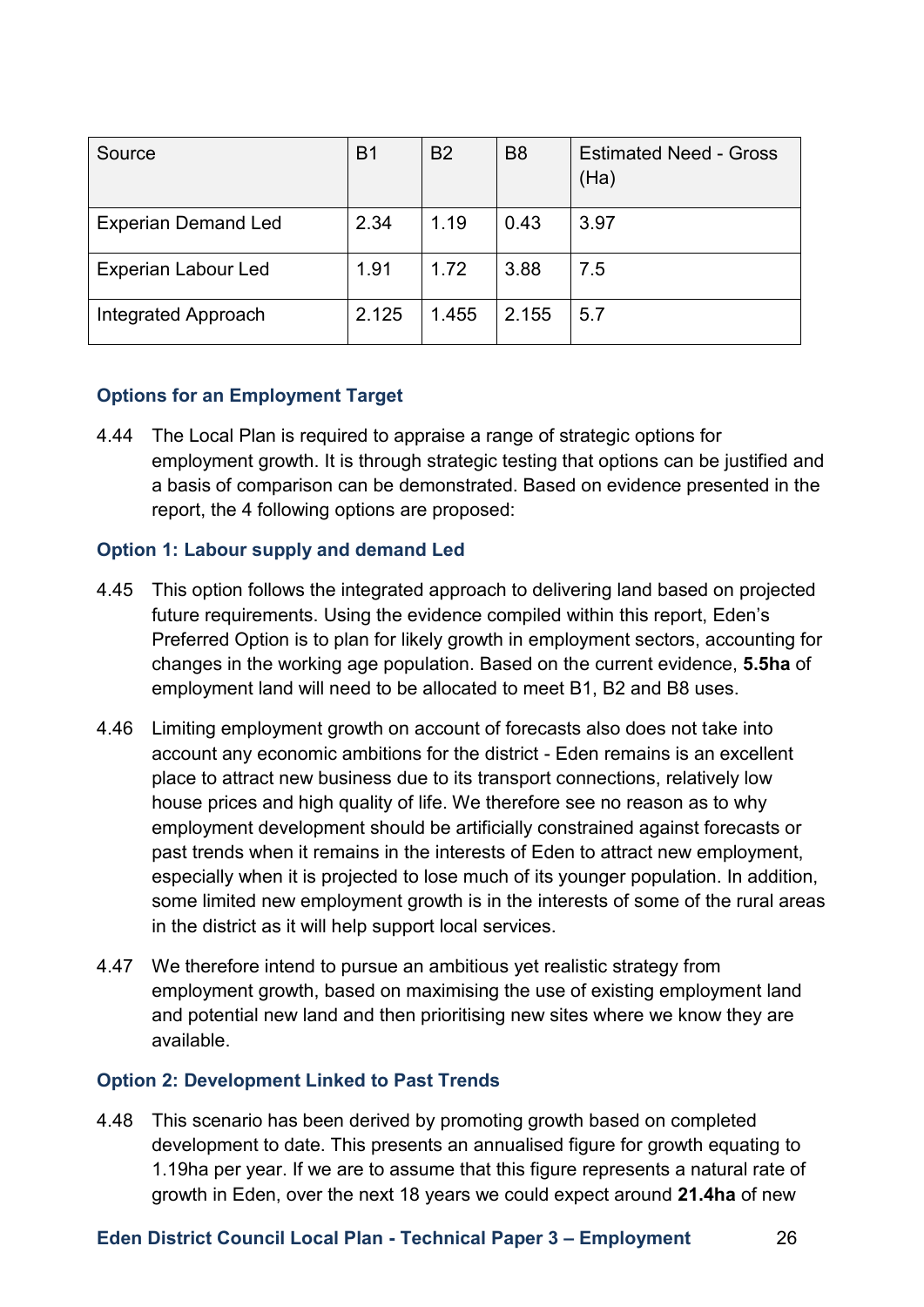| Source | B1 | B2 | B8 | Estimated Need - Gross (Ha) |
|---|---|---|---|---|
| Experian Demand Led | 2.34 | 1.19 | 0.43 | 3.97 |
| Experian Labour Led | 1.91 | 1.72 | 3.88 | 7.5 |
| Integrated Approach | 2.125 | 1.455 | 2.155 | 5.7 |

### Options for an Employment Target

4.44 The Local Plan is required to appraise a range of strategic options for employment growth. It is through strategic testing that options can be justified and a basis of comparison can be demonstrated. Based on evidence presented in the report, the 4 following options are proposed:

### Option 1: Labour supply and demand Led

4.45 This option follows the integrated approach to delivering land based on projected future requirements. Using the evidence compiled within this report, Eden's Preferred Option is to plan for likely growth in employment sectors, accounting for changes in the working age population. Based on the current evidence, **5.5ha** of employment land will need to be allocated to meet B1, B2 and B8 uses.

4.46 Limiting employment growth on account of forecasts also does not take into account any economic ambitions for the district - Eden remains is an excellent place to attract new business due to its transport connections, relatively low house prices and high quality of life. We therefore see no reason as to why employment development should be artificially constrained against forecasts or past trends when it remains in the interests of Eden to attract new employment, especially when it is projected to lose much of its younger population. In addition, some limited new employment growth is in the interests of some of the rural areas in the district as it will help support local services.

4.47 We therefore intend to pursue an ambitious yet realistic strategy from employment growth, based on maximising the use of existing employment land and potential new land and then prioritising new sites where we know they are available.

### Option 2: Development Linked to Past Trends

4.48 This scenario has been derived by promoting growth based on completed development to date. This presents an annualised figure for growth equating to 1.19ha per year. If we are to assume that this figure represents a natural rate of growth in Eden, over the next 18 years we could expect around **21.4ha** of new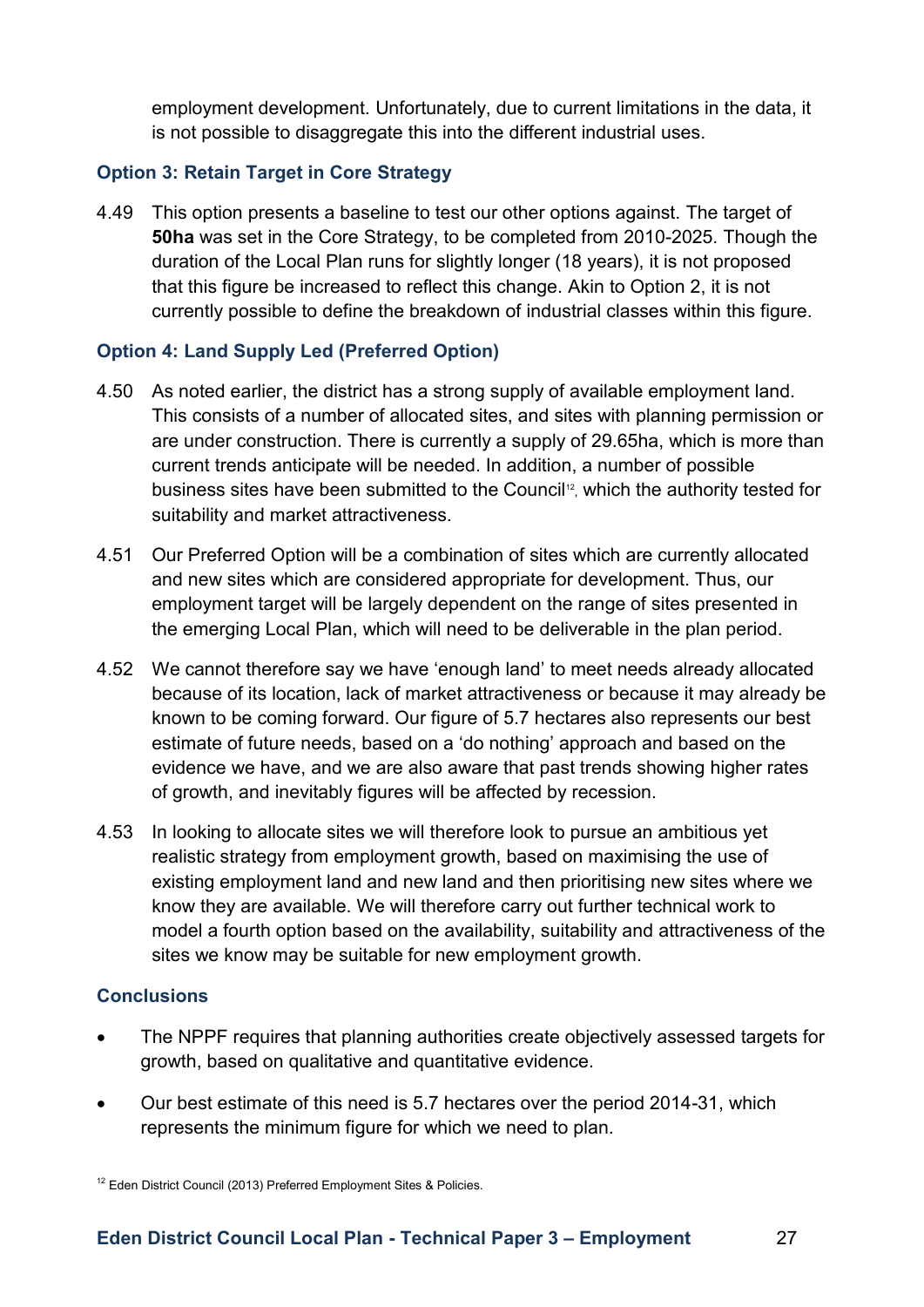employment development. Unfortunately, due to current limitations in the data, it is not possible to disaggregate this into the different industrial uses.

### Option 3: Retain Target in Core Strategy

4.49 This option presents a baseline to test our other options against. The target of **50ha** was set in the Core Strategy, to be completed from 2010-2025. Though the duration of the Local Plan runs for slightly longer (18 years), it is not proposed that this figure be increased to reflect this change. Akin to Option 2, it is not currently possible to define the breakdown of industrial classes within this figure.

### Option 4: Land Supply Led (Preferred Option)

4.50 As noted earlier, the district has a strong supply of available employment land. This consists of a number of allocated sites, and sites with planning permission or are under construction. There is currently a supply of 29.65ha, which is more than current trends anticipate will be needed. In addition, a number of possible business sites have been submitted to the Council[12], which the authority tested for suitability and market attractiveness.

4.51 Our Preferred Option will be a combination of sites which are currently allocated and new sites which are considered appropriate for development. Thus, our employment target will be largely dependent on the range of sites presented in the emerging Local Plan, which will need to be deliverable in the plan period.

4.52 We cannot therefore say we have 'enough land' to meet needs already allocated because of its location, lack of market attractiveness or because it may already be known to be coming forward. Our figure of 5.7 hectares also represents our best estimate of future needs, based on a 'do nothing' approach and based on the evidence we have, and we are also aware that past trends showing higher rates of growth, and inevitably figures will be affected by recession.

4.53 In looking to allocate sites we will therefore look to pursue an ambitious yet realistic strategy from employment growth, based on maximising the use of existing employment land and new land and then prioritising new sites where we know they are available. We will therefore carry out further technical work to model a fourth option based on the availability, suitability and attractiveness of the sites we know may be suitable for new employment growth.

### Conclusions

- The NPPF requires that planning authorities create objectively assessed targets for growth, based on qualitative and quantitative evidence.
- Our best estimate of this need is 5.7 hectares over the period 2014-31, which represents the minimum figure for which we need to plan.

[12] Eden District Council (2013) Preferred Employment Sites & Policies.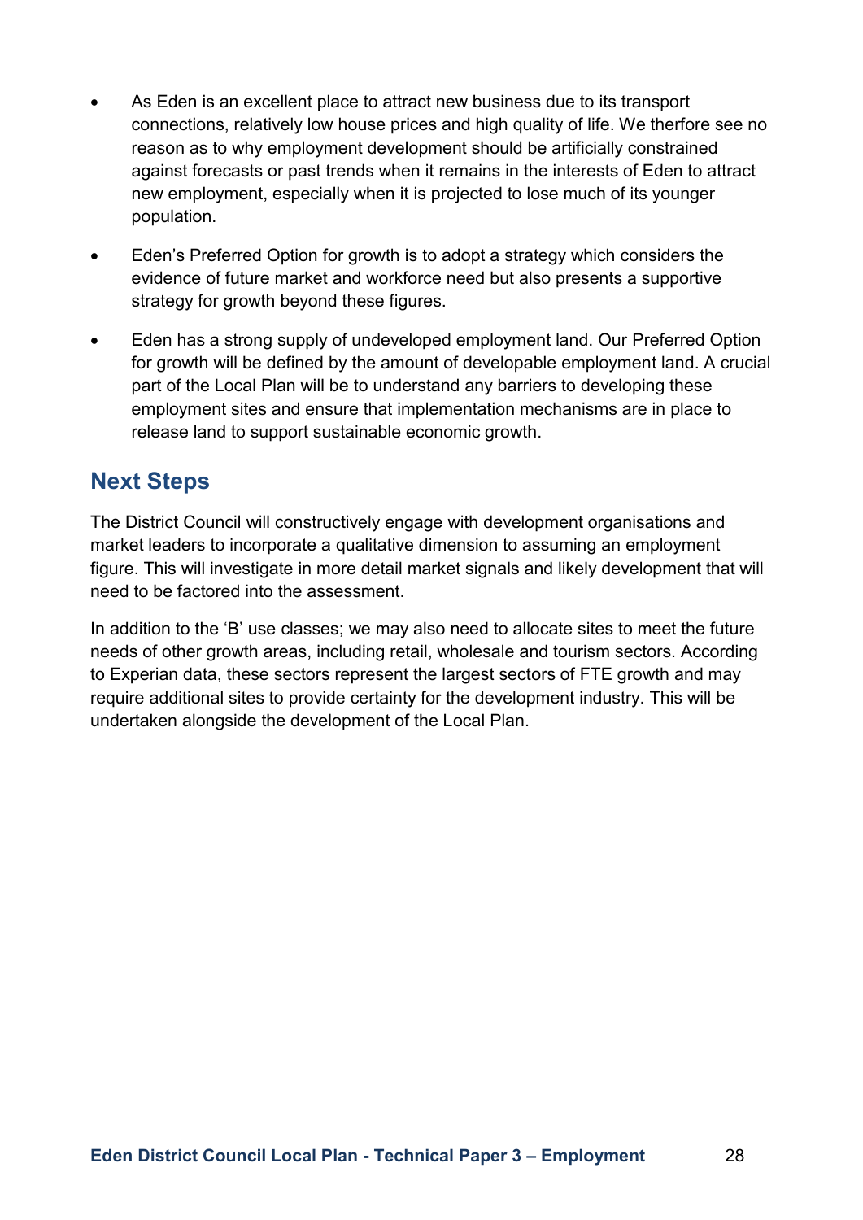- As Eden is an excellent place to attract new business due to its transport connections, relatively low house prices and high quality of life. We therfore see no reason as to why employment development should be artificially constrained against forecasts or past trends when it remains in the interests of Eden to attract new employment, especially when it is projected to lose much of its younger population.
- Eden's Preferred Option for growth is to adopt a strategy which considers the evidence of future market and workforce need but also presents a supportive strategy for growth beyond these figures.
- Eden has a strong supply of undeveloped employment land. Our Preferred Option for growth will be defined by the amount of developable employment land. A crucial part of the Local Plan will be to understand any barriers to developing these employment sites and ensure that implementation mechanisms are in place to release land to support sustainable economic growth.

## Next Steps

The District Council will constructively engage with development organisations and market leaders to incorporate a qualitative dimension to assuming an employment figure. This will investigate in more detail market signals and likely development that will need to be factored into the assessment.

In addition to the 'B' use classes; we may also need to allocate sites to meet the future needs of other growth areas, including retail, wholesale and tourism sectors. According to Experian data, these sectors represent the largest sectors of FTE growth and may require additional sites to provide certainty for the development industry. This will be undertaken alongside the development of the Local Plan.